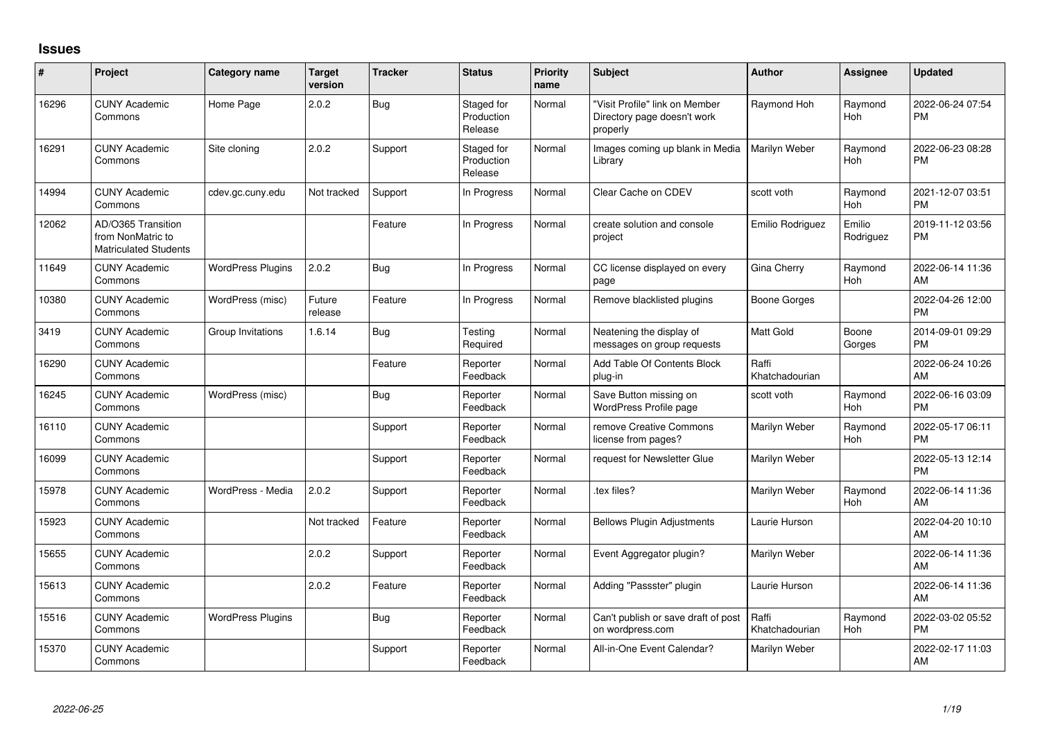## Issues

| # | Project | Category name | Target version | Tracker | Status | Priority name | Subject | Author | Assignee | Updated |
|---|---|---|---|---|---|---|---|---|---|---|
| 16296 | CUNY Academic Commons | Home Page | 2.0.2 | Bug | Staged for Production Release | Normal | "Visit Profile" link on Member Directory page doesn't work properly | Raymond Hoh | Raymond Hoh | 2022-06-24 07:54 PM |
| 16291 | CUNY Academic Commons | Site cloning | 2.0.2 | Support | Staged for Production Release | Normal | Images coming up blank in Media Library | Marilyn Weber | Raymond Hoh | 2022-06-23 08:28 PM |
| 14994 | CUNY Academic Commons | cdev.gc.cuny.edu | Not tracked | Support | In Progress | Normal | Clear Cache on CDEV | scott voth | Raymond Hoh | 2021-12-07 03:51 PM |
| 12062 | AD/O365 Transition from NonMatric to Matriculated Students | | | Feature | In Progress | Normal | create solution and console project | Emilio Rodriguez | Emilio Rodriguez | 2019-11-12 03:56 PM |
| 11649 | CUNY Academic Commons | WordPress Plugins | 2.0.2 | Bug | In Progress | Normal | CC license displayed on every page | Gina Cherry | Raymond Hoh | 2022-06-14 11:36 AM |
| 10380 | CUNY Academic Commons | WordPress (misc) | Future release | Feature | In Progress | Normal | Remove blacklisted plugins | Boone Gorges | | 2022-04-26 12:00 PM |
| 3419 | CUNY Academic Commons | Group Invitations | 1.6.14 | Bug | Testing Required | Normal | Neatening the display of messages on group requests | Matt Gold | Boone Gorges | 2014-09-01 09:29 PM |
| 16290 | CUNY Academic Commons | | | Feature | Reporter Feedback | Normal | Add Table Of Contents Block plug-in | Raffi Khatchadourian | | 2022-06-24 10:26 AM |
| 16245 | CUNY Academic Commons | WordPress (misc) | | Bug | Reporter Feedback | Normal | Save Button missing on WordPress Profile page | scott voth | Raymond Hoh | 2022-06-16 03:09 PM |
| 16110 | CUNY Academic Commons | | | Support | Reporter Feedback | Normal | remove Creative Commons license from pages? | Marilyn Weber | Raymond Hoh | 2022-05-17 06:11 PM |
| 16099 | CUNY Academic Commons | | | Support | Reporter Feedback | Normal | request for Newsletter Glue | Marilyn Weber | | 2022-05-13 12:14 PM |
| 15978 | CUNY Academic Commons | WordPress - Media | 2.0.2 | Support | Reporter Feedback | Normal | .tex files? | Marilyn Weber | Raymond Hoh | 2022-06-14 11:36 AM |
| 15923 | CUNY Academic Commons | | Not tracked | Feature | Reporter Feedback | Normal | Bellows Plugin Adjustments | Laurie Hurson | | 2022-04-20 10:10 AM |
| 15655 | CUNY Academic Commons | | 2.0.2 | Support | Reporter Feedback | Normal | Event Aggregator plugin? | Marilyn Weber | | 2022-06-14 11:36 AM |
| 15613 | CUNY Academic Commons | | 2.0.2 | Feature | Reporter Feedback | Normal | Adding "Passster" plugin | Laurie Hurson | | 2022-06-14 11:36 AM |
| 15516 | CUNY Academic Commons | WordPress Plugins | | Bug | Reporter Feedback | Normal | Can't publish or save draft of post on wordpress.com | Raffi Khatchadourian | Raymond Hoh | 2022-03-02 05:52 PM |
| 15370 | CUNY Academic Commons | | | Support | Reporter Feedback | Normal | All-in-One Event Calendar? | Marilyn Weber | | 2022-02-17 11:03 AM |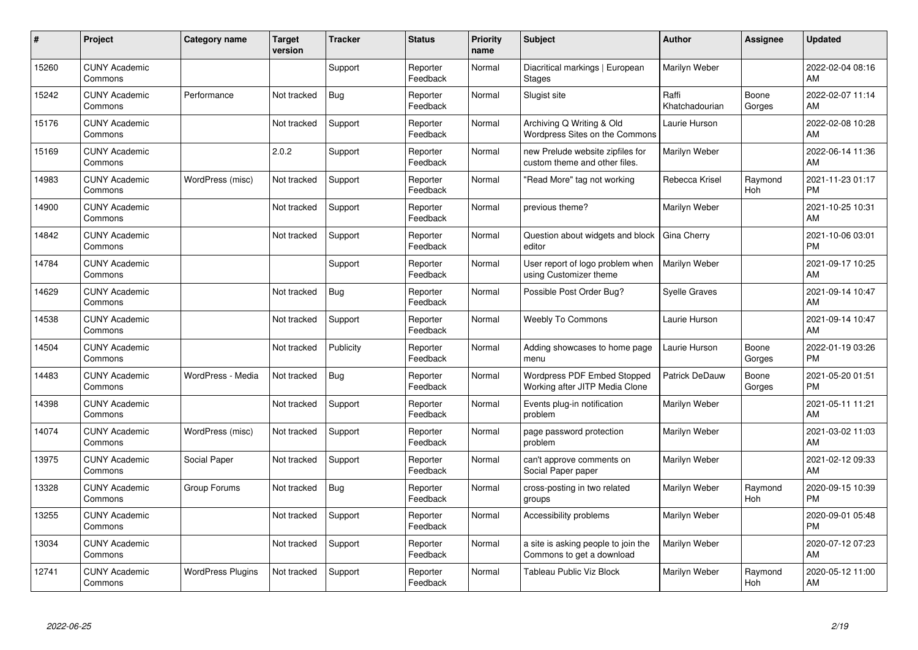| # | Project | Category name | Target version | Tracker | Status | Priority name | Subject | Author | Assignee | Updated |
|---|---|---|---|---|---|---|---|---|---|---|
| 15260 | CUNY Academic Commons | | | Support | Reporter Feedback | Normal | Diacritical markings \| European Stages | Marilyn Weber | | 2022-02-04 08:16 AM |
| 15242 | CUNY Academic Commons | Performance | Not tracked | Bug | Reporter Feedback | Normal | Slugist site | Raffi Khatchadourian | Boone Gorges | 2022-02-07 11:14 AM |
| 15176 | CUNY Academic Commons | | Not tracked | Support | Reporter Feedback | Normal | Archiving Q Writing & Old Wordpress Sites on the Commons | Laurie Hurson | | 2022-02-08 10:28 AM |
| 15169 | CUNY Academic Commons | | 2.0.2 | Support | Reporter Feedback | Normal | new Prelude website zipfiles for custom theme and other files. | Marilyn Weber | | 2022-06-14 11:36 AM |
| 14983 | CUNY Academic Commons | WordPress (misc) | Not tracked | Support | Reporter Feedback | Normal | "Read More" tag not working | Rebecca Krisel | Raymond Hoh | 2021-11-23 01:17 PM |
| 14900 | CUNY Academic Commons | | Not tracked | Support | Reporter Feedback | Normal | previous theme? | Marilyn Weber | | 2021-10-25 10:31 AM |
| 14842 | CUNY Academic Commons | | Not tracked | Support | Reporter Feedback | Normal | Question about widgets and block editor | Gina Cherry | | 2021-10-06 03:01 PM |
| 14784 | CUNY Academic Commons | | | Support | Reporter Feedback | Normal | User report of logo problem when using Customizer theme | Marilyn Weber | | 2021-09-17 10:25 AM |
| 14629 | CUNY Academic Commons | | Not tracked | Bug | Reporter Feedback | Normal | Possible Post Order Bug? | Syelle Graves | | 2021-09-14 10:47 AM |
| 14538 | CUNY Academic Commons | | Not tracked | Support | Reporter Feedback | Normal | Weebly To Commons | Laurie Hurson | | 2021-09-14 10:47 AM |
| 14504 | CUNY Academic Commons | | Not tracked | Publicity | Reporter Feedback | Normal | Adding showcases to home page menu | Laurie Hurson | Boone Gorges | 2022-01-19 03:26 PM |
| 14483 | CUNY Academic Commons | WordPress - Media | Not tracked | Bug | Reporter Feedback | Normal | Wordpress PDF Embed Stopped Working after JITP Media Clone | Patrick DeDauw | Boone Gorges | 2021-05-20 01:51 PM |
| 14398 | CUNY Academic Commons | | Not tracked | Support | Reporter Feedback | Normal | Events plug-in notification problem | Marilyn Weber | | 2021-05-11 11:21 AM |
| 14074 | CUNY Academic Commons | WordPress (misc) | Not tracked | Support | Reporter Feedback | Normal | page password protection problem | Marilyn Weber | | 2021-03-02 11:03 AM |
| 13975 | CUNY Academic Commons | Social Paper | Not tracked | Support | Reporter Feedback | Normal | can't approve comments on Social Paper paper | Marilyn Weber | | 2021-02-12 09:33 AM |
| 13328 | CUNY Academic Commons | Group Forums | Not tracked | Bug | Reporter Feedback | Normal | cross-posting in two related groups | Marilyn Weber | Raymond Hoh | 2020-09-15 10:39 PM |
| 13255 | CUNY Academic Commons | | Not tracked | Support | Reporter Feedback | Normal | Accessibility problems | Marilyn Weber | | 2020-09-01 05:48 PM |
| 13034 | CUNY Academic Commons | | Not tracked | Support | Reporter Feedback | Normal | a site is asking people to join the Commons to get a download | Marilyn Weber | | 2020-07-12 07:23 AM |
| 12741 | CUNY Academic Commons | WordPress Plugins | Not tracked | Support | Reporter Feedback | Normal | Tableau Public Viz Block | Marilyn Weber | Raymond Hoh | 2020-05-12 11:00 AM |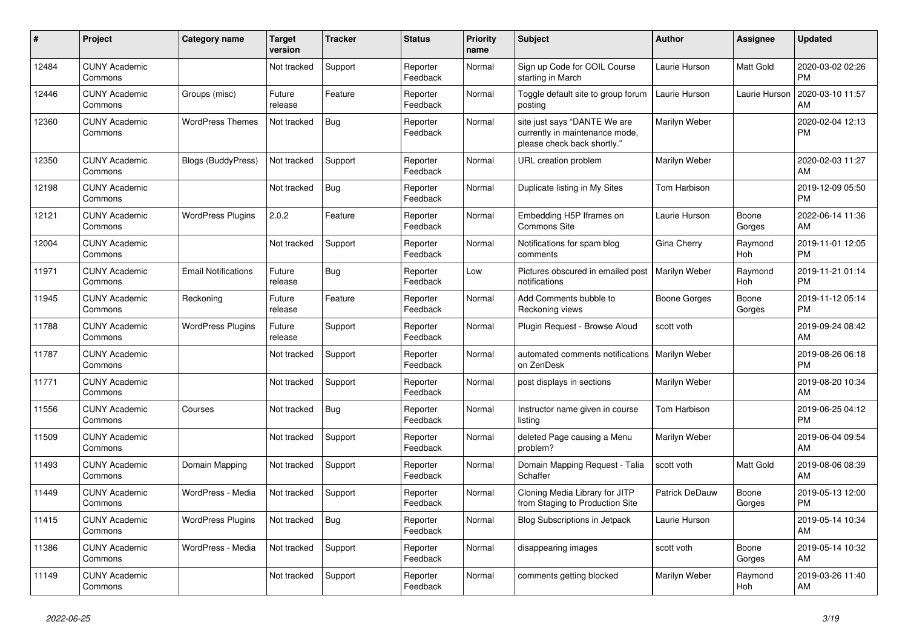| # | Project | Category name | Target version | Tracker | Status | Priority name | Subject | Author | Assignee | Updated |
|---|---|---|---|---|---|---|---|---|---|---|
| 12484 | CUNY Academic Commons | | Not tracked | Support | Reporter Feedback | Normal | Sign up Code for COIL Course starting in March | Laurie Hurson | Matt Gold | 2020-03-02 02:26 PM |
| 12446 | CUNY Academic Commons | Groups (misc) | Future release | Feature | Reporter Feedback | Normal | Toggle default site to group forum posting | Laurie Hurson | Laurie Hurson | 2020-03-10 11:57 AM |
| 12360 | CUNY Academic Commons | WordPress Themes | Not tracked | Bug | Reporter Feedback | Normal | site just says "DANTE We are currently in maintenance mode, please check back shortly." | Marilyn Weber | | 2020-02-04 12:13 PM |
| 12350 | CUNY Academic Commons | Blogs (BuddyPress) | Not tracked | Support | Reporter Feedback | Normal | URL creation problem | Marilyn Weber | | 2020-02-03 11:27 AM |
| 12198 | CUNY Academic Commons | | Not tracked | Bug | Reporter Feedback | Normal | Duplicate listing in My Sites | Tom Harbison | | 2019-12-09 05:50 PM |
| 12121 | CUNY Academic Commons | WordPress Plugins | 2.0.2 | Feature | Reporter Feedback | Normal | Embedding H5P Iframes on Commons Site | Laurie Hurson | Boone Gorges | 2022-06-14 11:36 AM |
| 12004 | CUNY Academic Commons | | Not tracked | Support | Reporter Feedback | Normal | Notifications for spam blog comments | Gina Cherry | Raymond Hoh | 2019-11-01 12:05 PM |
| 11971 | CUNY Academic Commons | Email Notifications | Future release | Bug | Reporter Feedback | Low | Pictures obscured in emailed post notifications | Marilyn Weber | Raymond Hoh | 2019-11-21 01:14 PM |
| 11945 | CUNY Academic Commons | Reckoning | Future release | Feature | Reporter Feedback | Normal | Add Comments bubble to Reckoning views | Boone Gorges | Boone Gorges | 2019-11-12 05:14 PM |
| 11788 | CUNY Academic Commons | WordPress Plugins | Future release | Support | Reporter Feedback | Normal | Plugin Request - Browse Aloud | scott voth | | 2019-09-24 08:42 AM |
| 11787 | CUNY Academic Commons | | Not tracked | Support | Reporter Feedback | Normal | automated comments notifications on ZenDesk | Marilyn Weber | | 2019-08-26 06:18 PM |
| 11771 | CUNY Academic Commons | | Not tracked | Support | Reporter Feedback | Normal | post displays in sections | Marilyn Weber | | 2019-08-20 10:34 AM |
| 11556 | CUNY Academic Commons | Courses | Not tracked | Bug | Reporter Feedback | Normal | Instructor name given in course listing | Tom Harbison | | 2019-06-25 04:12 PM |
| 11509 | CUNY Academic Commons | | Not tracked | Support | Reporter Feedback | Normal | deleted Page causing a Menu problem? | Marilyn Weber | | 2019-06-04 09:54 AM |
| 11493 | CUNY Academic Commons | Domain Mapping | Not tracked | Support | Reporter Feedback | Normal | Domain Mapping Request - Talia Schaffer | scott voth | Matt Gold | 2019-08-06 08:39 AM |
| 11449 | CUNY Academic Commons | WordPress - Media | Not tracked | Support | Reporter Feedback | Normal | Cloning Media Library for JITP from Staging to Production Site | Patrick DeDauw | Boone Gorges | 2019-05-13 12:00 PM |
| 11415 | CUNY Academic Commons | WordPress Plugins | Not tracked | Bug | Reporter Feedback | Normal | Blog Subscriptions in Jetpack | Laurie Hurson | | 2019-05-14 10:34 AM |
| 11386 | CUNY Academic Commons | WordPress - Media | Not tracked | Support | Reporter Feedback | Normal | disappearing images | scott voth | Boone Gorges | 2019-05-14 10:32 AM |
| 11149 | CUNY Academic Commons | | Not tracked | Support | Reporter Feedback | Normal | comments getting blocked | Marilyn Weber | Raymond Hoh | 2019-03-26 11:40 AM |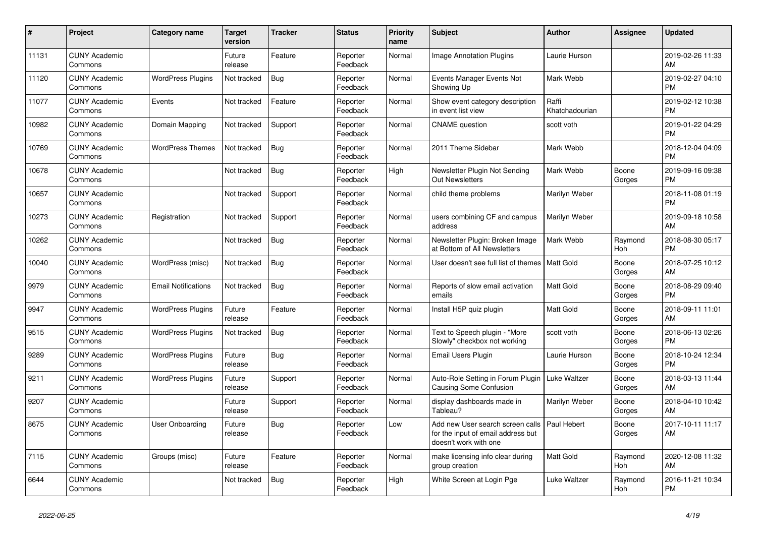| # | Project | Category name | Target version | Tracker | Status | Priority name | Subject | Author | Assignee | Updated |
|---|---|---|---|---|---|---|---|---|---|---|
| 11131 | CUNY Academic Commons | | Future release | Feature | Reporter Feedback | Normal | Image Annotation Plugins | Laurie Hurson | | 2019-02-26 11:33 AM |
| 11120 | CUNY Academic Commons | WordPress Plugins | Not tracked | Bug | Reporter Feedback | Normal | Events Manager Events Not Showing Up | Mark Webb | | 2019-02-27 04:10 PM |
| 11077 | CUNY Academic Commons | Events | Not tracked | Feature | Reporter Feedback | Normal | Show event category description in event list view | Raffi Khatchadourian | | 2019-02-12 10:38 PM |
| 10982 | CUNY Academic Commons | Domain Mapping | Not tracked | Support | Reporter Feedback | Normal | CNAME question | scott voth | | 2019-01-22 04:29 PM |
| 10769 | CUNY Academic Commons | WordPress Themes | Not tracked | Bug | Reporter Feedback | Normal | 2011 Theme Sidebar | Mark Webb | | 2018-12-04 04:09 PM |
| 10678 | CUNY Academic Commons | | Not tracked | Bug | Reporter Feedback | High | Newsletter Plugin Not Sending Out Newsletters | Mark Webb | Boone Gorges | 2019-09-16 09:38 PM |
| 10657 | CUNY Academic Commons | | Not tracked | Support | Reporter Feedback | Normal | child theme problems | Marilyn Weber | | 2018-11-08 01:19 PM |
| 10273 | CUNY Academic Commons | Registration | Not tracked | Support | Reporter Feedback | Normal | users combining CF and campus address | Marilyn Weber | | 2019-09-18 10:58 AM |
| 10262 | CUNY Academic Commons | | Not tracked | Bug | Reporter Feedback | Normal | Newsletter Plugin: Broken Image at Bottom of All Newsletters | Mark Webb | Raymond Hoh | 2018-08-30 05:17 PM |
| 10040 | CUNY Academic Commons | WordPress (misc) | Not tracked | Bug | Reporter Feedback | Normal | User doesn't see full list of themes | Matt Gold | Boone Gorges | 2018-07-25 10:12 AM |
| 9979 | CUNY Academic Commons | Email Notifications | Not tracked | Bug | Reporter Feedback | Normal | Reports of slow email activation emails | Matt Gold | Boone Gorges | 2018-08-29 09:40 PM |
| 9947 | CUNY Academic Commons | WordPress Plugins | Future release | Feature | Reporter Feedback | Normal | Install H5P quiz plugin | Matt Gold | Boone Gorges | 2018-09-11 11:01 AM |
| 9515 | CUNY Academic Commons | WordPress Plugins | Not tracked | Bug | Reporter Feedback | Normal | Text to Speech plugin - "More Slowly" checkbox not working | scott voth | Boone Gorges | 2018-06-13 02:26 PM |
| 9289 | CUNY Academic Commons | WordPress Plugins | Future release | Bug | Reporter Feedback | Normal | Email Users Plugin | Laurie Hurson | Boone Gorges | 2018-10-24 12:34 PM |
| 9211 | CUNY Academic Commons | WordPress Plugins | Future release | Support | Reporter Feedback | Normal | Auto-Role Setting in Forum Plugin Causing Some Confusion | Luke Waltzer | Boone Gorges | 2018-03-13 11:44 AM |
| 9207 | CUNY Academic Commons | | Future release | Support | Reporter Feedback | Normal | display dashboards made in Tableau? | Marilyn Weber | Boone Gorges | 2018-04-10 10:42 AM |
| 8675 | CUNY Academic Commons | User Onboarding | Future release | Bug | Reporter Feedback | Low | Add new User search screen calls for the input of email address but doesn't work with one | Paul Hebert | Boone Gorges | 2017-10-11 11:17 AM |
| 7115 | CUNY Academic Commons | Groups (misc) | Future release | Feature | Reporter Feedback | Normal | make licensing info clear during group creation | Matt Gold | Raymond Hoh | 2020-12-08 11:32 AM |
| 6644 | CUNY Academic Commons | | Not tracked | Bug | Reporter Feedback | High | White Screen at Login Pge | Luke Waltzer | Raymond Hoh | 2016-11-21 10:34 PM |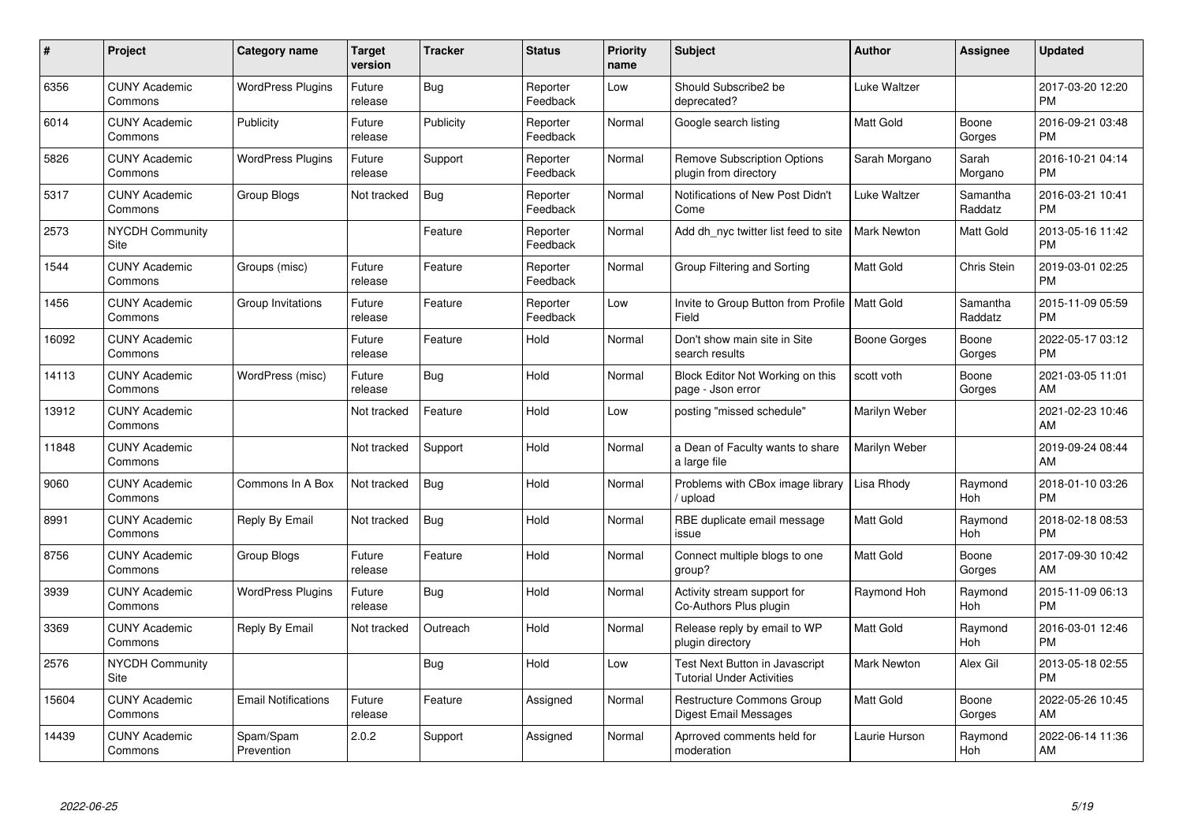| # | Project | Category name | Target version | Tracker | Status | Priority name | Subject | Author | Assignee | Updated |
|---|---|---|---|---|---|---|---|---|---|---|
| 6356 | CUNY Academic Commons | WordPress Plugins | Future release | Bug | Reporter Feedback | Low | Should Subscribe2 be deprecated? | Luke Waltzer | | 2017-03-20 12:20 PM |
| 6014 | CUNY Academic Commons | Publicity | Future release | Publicity | Reporter Feedback | Normal | Google search listing | Matt Gold | Boone Gorges | 2016-09-21 03:48 PM |
| 5826 | CUNY Academic Commons | WordPress Plugins | Future release | Support | Reporter Feedback | Normal | Remove Subscription Options plugin from directory | Sarah Morgano | Sarah Morgano | 2016-10-21 04:14 PM |
| 5317 | CUNY Academic Commons | Group Blogs | Not tracked | Bug | Reporter Feedback | Normal | Notifications of New Post Didn't Come | Luke Waltzer | Samantha Raddatz | 2016-03-21 10:41 PM |
| 2573 | NYCDH Community Site | | | Feature | Reporter Feedback | Normal | Add dh_nyc twitter list feed to site | Mark Newton | Matt Gold | 2013-05-16 11:42 PM |
| 1544 | CUNY Academic Commons | Groups (misc) | Future release | Feature | Reporter Feedback | Normal | Group Filtering and Sorting | Matt Gold | Chris Stein | 2019-03-01 02:25 PM |
| 1456 | CUNY Academic Commons | Group Invitations | Future release | Feature | Reporter Feedback | Low | Invite to Group Button from Profile Field | Matt Gold | Samantha Raddatz | 2015-11-09 05:59 PM |
| 16092 | CUNY Academic Commons | | Future release | Feature | Hold | Normal | Don't show main site in Site search results | Boone Gorges | Boone Gorges | 2022-05-17 03:12 PM |
| 14113 | CUNY Academic Commons | WordPress (misc) | Future release | Bug | Hold | Normal | Block Editor Not Working on this page - Json error | scott voth | Boone Gorges | 2021-03-05 11:01 AM |
| 13912 | CUNY Academic Commons | | Not tracked | Feature | Hold | Low | posting "missed schedule" | Marilyn Weber | | 2021-02-23 10:46 AM |
| 11848 | CUNY Academic Commons | | Not tracked | Support | Hold | Normal | a Dean of Faculty wants to share a large file | Marilyn Weber | | 2019-09-24 08:44 AM |
| 9060 | CUNY Academic Commons | Commons In A Box | Not tracked | Bug | Hold | Normal | Problems with CBox image library / upload | Lisa Rhody | Raymond Hoh | 2018-01-10 03:26 PM |
| 8991 | CUNY Academic Commons | Reply By Email | Not tracked | Bug | Hold | Normal | RBE duplicate email message issue | Matt Gold | Raymond Hoh | 2018-02-18 08:53 PM |
| 8756 | CUNY Academic Commons | Group Blogs | Future release | Feature | Hold | Normal | Connect multiple blogs to one group? | Matt Gold | Boone Gorges | 2017-09-30 10:42 AM |
| 3939 | CUNY Academic Commons | WordPress Plugins | Future release | Bug | Hold | Normal | Activity stream support for Co-Authors Plus plugin | Raymond Hoh | Raymond Hoh | 2015-11-09 06:13 PM |
| 3369 | CUNY Academic Commons | Reply By Email | Not tracked | Outreach | Hold | Normal | Release reply by email to WP plugin directory | Matt Gold | Raymond Hoh | 2016-03-01 12:46 PM |
| 2576 | NYCDH Community Site | | | Bug | Hold | Low | Test Next Button in Javascript Tutorial Under Activities | Mark Newton | Alex Gil | 2013-05-18 02:55 PM |
| 15604 | CUNY Academic Commons | Email Notifications | Future release | Feature | Assigned | Normal | Restructure Commons Group Digest Email Messages | Matt Gold | Boone Gorges | 2022-05-26 10:45 AM |
| 14439 | CUNY Academic Commons | Spam/Spam Prevention | 2.0.2 | Support | Assigned | Normal | Aprroved comments held for moderation | Laurie Hurson | Raymond Hoh | 2022-06-14 11:36 AM |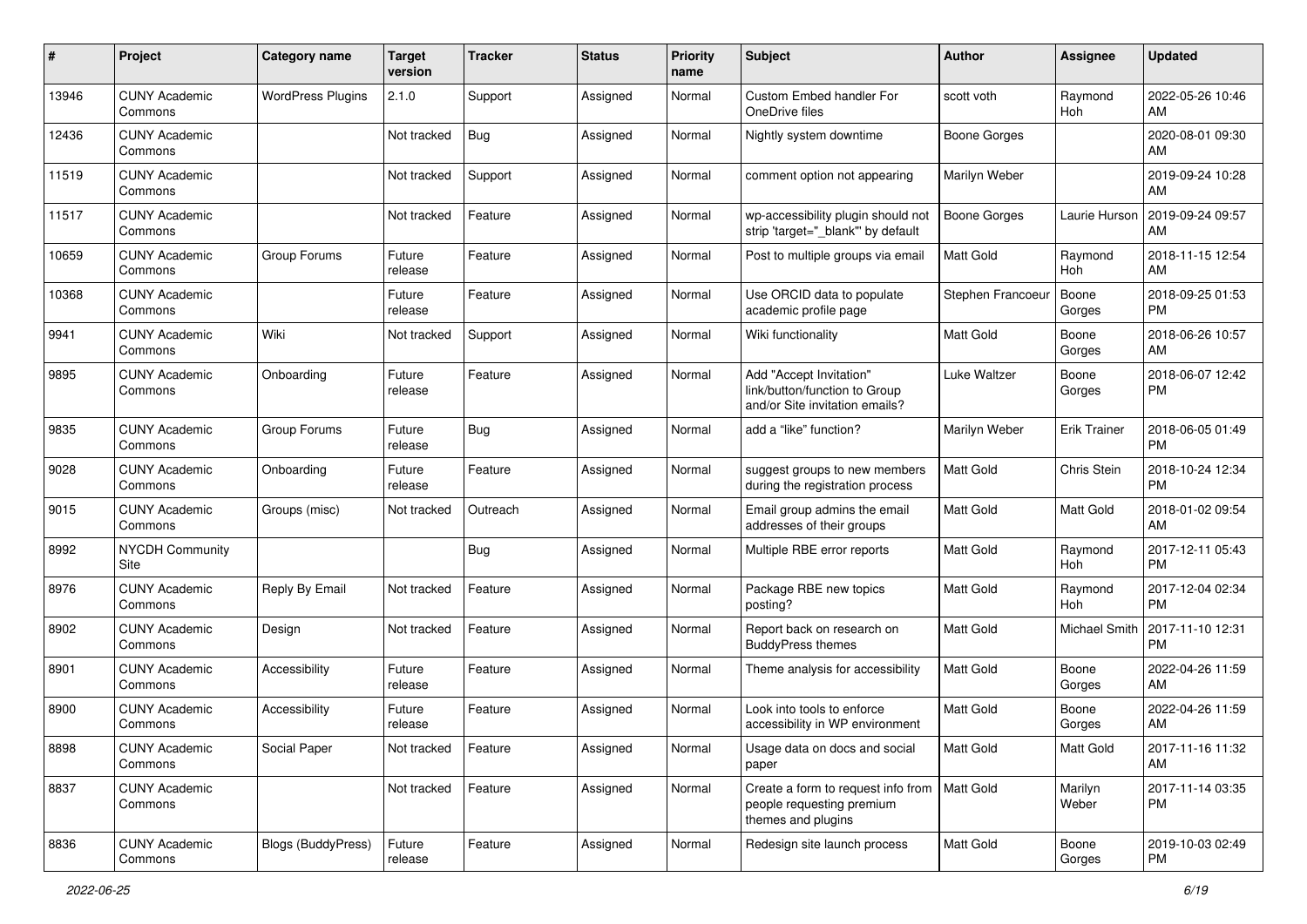| # | Project | Category name | Target version | Tracker | Status | Priority name | Subject | Author | Assignee | Updated |
|---|---|---|---|---|---|---|---|---|---|---|
| 13946 | CUNY Academic Commons | WordPress Plugins | 2.1.0 | Support | Assigned | Normal | Custom Embed handler For OneDrive files | scott voth | Raymond Hoh | 2022-05-26 10:46 AM |
| 12436 | CUNY Academic Commons | | Not tracked | Bug | Assigned | Normal | Nightly system downtime | Boone Gorges | | 2020-08-01 09:30 AM |
| 11519 | CUNY Academic Commons | | Not tracked | Support | Assigned | Normal | comment option not appearing | Marilyn Weber | | 2019-09-24 10:28 AM |
| 11517 | CUNY Academic Commons | | Not tracked | Feature | Assigned | Normal | wp-accessibility plugin should not strip 'target="_blank"' by default | Boone Gorges | Laurie Hurson | 2019-09-24 09:57 AM |
| 10659 | CUNY Academic Commons | Group Forums | Future release | Feature | Assigned | Normal | Post to multiple groups via email | Matt Gold | Raymond Hoh | 2018-11-15 12:54 AM |
| 10368 | CUNY Academic Commons | | Future release | Feature | Assigned | Normal | Use ORCID data to populate academic profile page | Stephen Francoeur | Boone Gorges | 2018-09-25 01:53 PM |
| 9941 | CUNY Academic Commons | Wiki | Not tracked | Support | Assigned | Normal | Wiki functionality | Matt Gold | Boone Gorges | 2018-06-26 10:57 AM |
| 9895 | CUNY Academic Commons | Onboarding | Future release | Feature | Assigned | Normal | Add "Accept Invitation" link/button/function to Group and/or Site invitation emails? | Luke Waltzer | Boone Gorges | 2018-06-07 12:42 PM |
| 9835 | CUNY Academic Commons | Group Forums | Future release | Bug | Assigned | Normal | add a "like" function? | Marilyn Weber | Erik Trainer | 2018-06-05 01:49 PM |
| 9028 | CUNY Academic Commons | Onboarding | Future release | Feature | Assigned | Normal | suggest groups to new members during the registration process | Matt Gold | Chris Stein | 2018-10-24 12:34 PM |
| 9015 | CUNY Academic Commons | Groups (misc) | Not tracked | Outreach | Assigned | Normal | Email group admins the email addresses of their groups | Matt Gold | Matt Gold | 2018-01-02 09:54 AM |
| 8992 | NYCDH Community Site | | | Bug | Assigned | Normal | Multiple RBE error reports | Matt Gold | Raymond Hoh | 2017-12-11 05:43 PM |
| 8976 | CUNY Academic Commons | Reply By Email | Not tracked | Feature | Assigned | Normal | Package RBE new topics posting? | Matt Gold | Raymond Hoh | 2017-12-04 02:34 PM |
| 8902 | CUNY Academic Commons | Design | Not tracked | Feature | Assigned | Normal | Report back on research on BuddyPress themes | Matt Gold | Michael Smith | 2017-11-10 12:31 PM |
| 8901 | CUNY Academic Commons | Accessibility | Future release | Feature | Assigned | Normal | Theme analysis for accessibility | Matt Gold | Boone Gorges | 2022-04-26 11:59 AM |
| 8900 | CUNY Academic Commons | Accessibility | Future release | Feature | Assigned | Normal | Look into tools to enforce accessibility in WP environment | Matt Gold | Boone Gorges | 2022-04-26 11:59 AM |
| 8898 | CUNY Academic Commons | Social Paper | Not tracked | Feature | Assigned | Normal | Usage data on docs and social paper | Matt Gold | Matt Gold | 2017-11-16 11:32 AM |
| 8837 | CUNY Academic Commons | | Not tracked | Feature | Assigned | Normal | Create a form to request info from people requesting premium themes and plugins | Matt Gold | Marilyn Weber | 2017-11-14 03:35 PM |
| 8836 | CUNY Academic Commons | Blogs (BuddyPress) | Future release | Feature | Assigned | Normal | Redesign site launch process | Matt Gold | Boone Gorges | 2019-10-03 02:49 PM |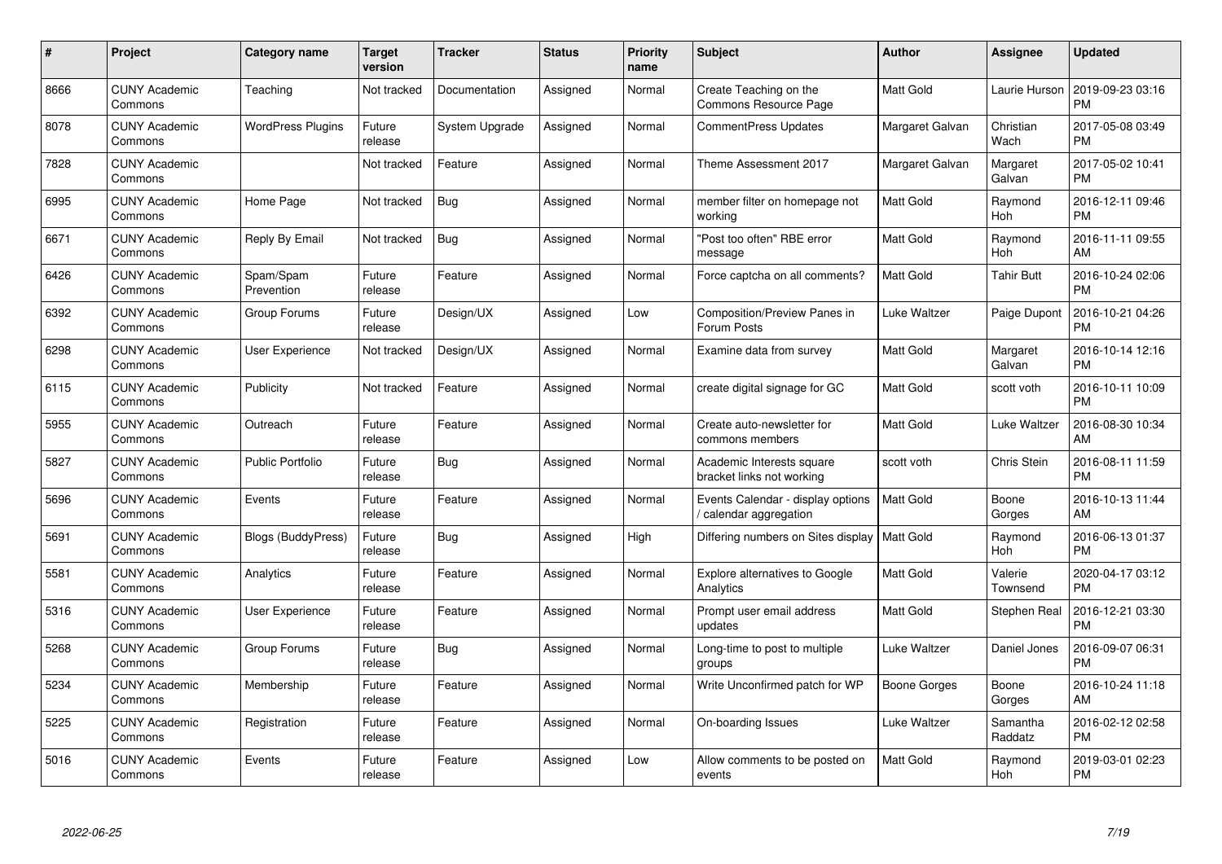| # | Project | Category name | Target version | Tracker | Status | Priority name | Subject | Author | Assignee | Updated |
|---|---|---|---|---|---|---|---|---|---|---|
| 8666 | CUNY Academic Commons | Teaching | Not tracked | Documentation | Assigned | Normal | Create Teaching on the Commons Resource Page | Matt Gold | Laurie Hurson | 2019-09-23 03:16 PM |
| 8078 | CUNY Academic Commons | WordPress Plugins | Future release | System Upgrade | Assigned | Normal | CommentPress Updates | Margaret Galvan | Christian Wach | 2017-05-08 03:49 PM |
| 7828 | CUNY Academic Commons | | Not tracked | Feature | Assigned | Normal | Theme Assessment 2017 | Margaret Galvan | Margaret Galvan | 2017-05-02 10:41 PM |
| 6995 | CUNY Academic Commons | Home Page | Not tracked | Bug | Assigned | Normal | member filter on homepage not working | Matt Gold | Raymond Hoh | 2016-12-11 09:46 PM |
| 6671 | CUNY Academic Commons | Reply By Email | Not tracked | Bug | Assigned | Normal | "Post too often" RBE error message | Matt Gold | Raymond Hoh | 2016-11-11 09:55 AM |
| 6426 | CUNY Academic Commons | Spam/Spam Prevention | Future release | Feature | Assigned | Normal | Force captcha on all comments? | Matt Gold | Tahir Butt | 2016-10-24 02:06 PM |
| 6392 | CUNY Academic Commons | Group Forums | Future release | Design/UX | Assigned | Low | Composition/Preview Panes in Forum Posts | Luke Waltzer | Paige Dupont | 2016-10-21 04:26 PM |
| 6298 | CUNY Academic Commons | User Experience | Not tracked | Design/UX | Assigned | Normal | Examine data from survey | Matt Gold | Margaret Galvan | 2016-10-14 12:16 PM |
| 6115 | CUNY Academic Commons | Publicity | Not tracked | Feature | Assigned | Normal | create digital signage for GC | Matt Gold | scott voth | 2016-10-11 10:09 PM |
| 5955 | CUNY Academic Commons | Outreach | Future release | Feature | Assigned | Normal | Create auto-newsletter for commons members | Matt Gold | Luke Waltzer | 2016-08-30 10:34 AM |
| 5827 | CUNY Academic Commons | Public Portfolio | Future release | Bug | Assigned | Normal | Academic Interests square bracket links not working | scott voth | Chris Stein | 2016-08-11 11:59 PM |
| 5696 | CUNY Academic Commons | Events | Future release | Feature | Assigned | Normal | Events Calendar - display options / calendar aggregation | Matt Gold | Boone Gorges | 2016-10-13 11:44 AM |
| 5691 | CUNY Academic Commons | Blogs (BuddyPress) | Future release | Bug | Assigned | High | Differing numbers on Sites display | Matt Gold | Raymond Hoh | 2016-06-13 01:37 PM |
| 5581 | CUNY Academic Commons | Analytics | Future release | Feature | Assigned | Normal | Explore alternatives to Google Analytics | Matt Gold | Valerie Townsend | 2020-04-17 03:12 PM |
| 5316 | CUNY Academic Commons | User Experience | Future release | Feature | Assigned | Normal | Prompt user email address updates | Matt Gold | Stephen Real | 2016-12-21 03:30 PM |
| 5268 | CUNY Academic Commons | Group Forums | Future release | Bug | Assigned | Normal | Long-time to post to multiple groups | Luke Waltzer | Daniel Jones | 2016-09-07 06:31 PM |
| 5234 | CUNY Academic Commons | Membership | Future release | Feature | Assigned | Normal | Write Unconfirmed patch for WP | Boone Gorges | Boone Gorges | 2016-10-24 11:18 AM |
| 5225 | CUNY Academic Commons | Registration | Future release | Feature | Assigned | Normal | On-boarding Issues | Luke Waltzer | Samantha Raddatz | 2016-02-12 02:58 PM |
| 5016 | CUNY Academic Commons | Events | Future release | Feature | Assigned | Low | Allow comments to be posted on events | Matt Gold | Raymond Hoh | 2019-03-01 02:23 PM |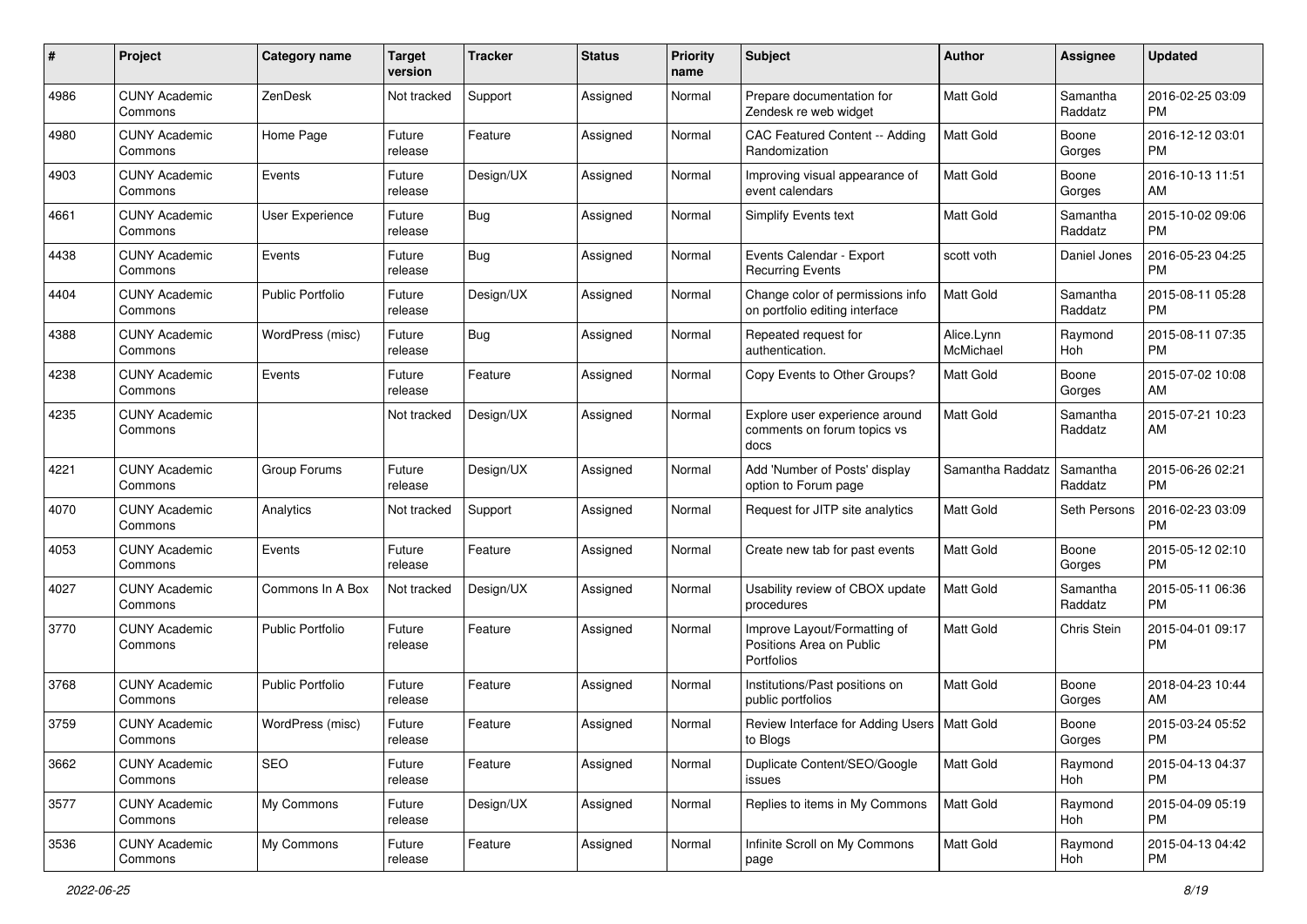| # | Project | Category name | Target version | Tracker | Status | Priority name | Subject | Author | Assignee | Updated |
|---|---|---|---|---|---|---|---|---|---|---|
| 4986 | CUNY Academic Commons | ZenDesk | Not tracked | Support | Assigned | Normal | Prepare documentation for Zendesk re web widget | Matt Gold | Samantha Raddatz | 2016-02-25 03:09 PM |
| 4980 | CUNY Academic Commons | Home Page | Future release | Feature | Assigned | Normal | CAC Featured Content -- Adding Randomization | Matt Gold | Boone Gorges | 2016-12-12 03:01 PM |
| 4903 | CUNY Academic Commons | Events | Future release | Design/UX | Assigned | Normal | Improving visual appearance of event calendars | Matt Gold | Boone Gorges | 2016-10-13 11:51 AM |
| 4661 | CUNY Academic Commons | User Experience | Future release | Bug | Assigned | Normal | Simplify Events text | Matt Gold | Samantha Raddatz | 2015-10-02 09:06 PM |
| 4438 | CUNY Academic Commons | Events | Future release | Bug | Assigned | Normal | Events Calendar - Export Recurring Events | scott voth | Daniel Jones | 2016-05-23 04:25 PM |
| 4404 | CUNY Academic Commons | Public Portfolio | Future release | Design/UX | Assigned | Normal | Change color of permissions info on portfolio editing interface | Matt Gold | Samantha Raddatz | 2015-08-11 05:28 PM |
| 4388 | CUNY Academic Commons | WordPress (misc) | Future release | Bug | Assigned | Normal | Repeated request for authentication. | Alice.Lynn McMichael | Raymond Hoh | 2015-08-11 07:35 PM |
| 4238 | CUNY Academic Commons | Events | Future release | Feature | Assigned | Normal | Copy Events to Other Groups? | Matt Gold | Boone Gorges | 2015-07-02 10:08 AM |
| 4235 | CUNY Academic Commons | | Not tracked | Design/UX | Assigned | Normal | Explore user experience around comments on forum topics vs docs | Matt Gold | Samantha Raddatz | 2015-07-21 10:23 AM |
| 4221 | CUNY Academic Commons | Group Forums | Future release | Design/UX | Assigned | Normal | Add 'Number of Posts' display option to Forum page | Samantha Raddatz | Samantha Raddatz | 2015-06-26 02:21 PM |
| 4070 | CUNY Academic Commons | Analytics | Not tracked | Support | Assigned | Normal | Request for JITP site analytics | Matt Gold | Seth Persons | 2016-02-23 03:09 PM |
| 4053 | CUNY Academic Commons | Events | Future release | Feature | Assigned | Normal | Create new tab for past events | Matt Gold | Boone Gorges | 2015-05-12 02:10 PM |
| 4027 | CUNY Academic Commons | Commons In A Box | Not tracked | Design/UX | Assigned | Normal | Usability review of CBOX update procedures | Matt Gold | Samantha Raddatz | 2015-05-11 06:36 PM |
| 3770 | CUNY Academic Commons | Public Portfolio | Future release | Feature | Assigned | Normal | Improve Layout/Formatting of Positions Area on Public Portfolios | Matt Gold | Chris Stein | 2015-04-01 09:17 PM |
| 3768 | CUNY Academic Commons | Public Portfolio | Future release | Feature | Assigned | Normal | Institutions/Past positions on public portfolios | Matt Gold | Boone Gorges | 2018-04-23 10:44 AM |
| 3759 | CUNY Academic Commons | WordPress (misc) | Future release | Feature | Assigned | Normal | Review Interface for Adding Users to Blogs | Matt Gold | Boone Gorges | 2015-03-24 05:52 PM |
| 3662 | CUNY Academic Commons | SEO | Future release | Feature | Assigned | Normal | Duplicate Content/SEO/Google issues | Matt Gold | Raymond Hoh | 2015-04-13 04:37 PM |
| 3577 | CUNY Academic Commons | My Commons | Future release | Design/UX | Assigned | Normal | Replies to items in My Commons | Matt Gold | Raymond Hoh | 2015-04-09 05:19 PM |
| 3536 | CUNY Academic Commons | My Commons | Future release | Feature | Assigned | Normal | Infinite Scroll on My Commons page | Matt Gold | Raymond Hoh | 2015-04-13 04:42 PM |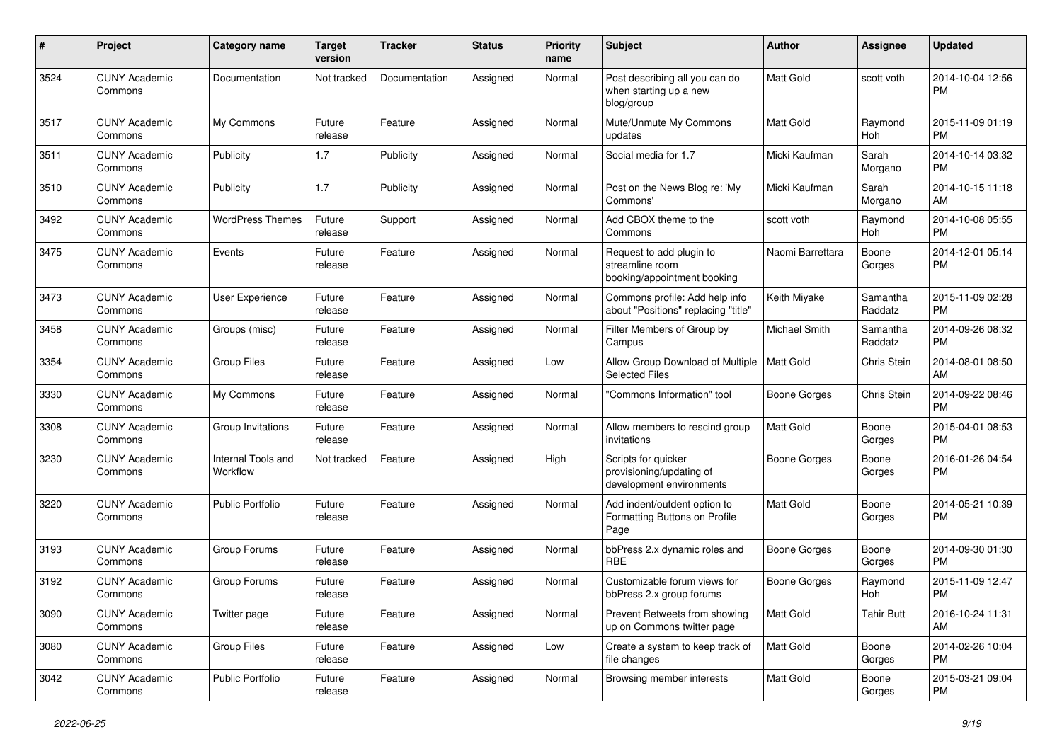| # | Project | Category name | Target version | Tracker | Status | Priority name | Subject | Author | Assignee | Updated |
|---|---|---|---|---|---|---|---|---|---|---|
| 3524 | CUNY Academic Commons | Documentation | Not tracked | Documentation | Assigned | Normal | Post describing all you can do when starting up a new blog/group | Matt Gold | scott voth | 2014-10-04 12:56 PM |
| 3517 | CUNY Academic Commons | My Commons | Future release | Feature | Assigned | Normal | Mute/Unmute My Commons updates | Matt Gold | Raymond Hoh | 2015-11-09 01:19 PM |
| 3511 | CUNY Academic Commons | Publicity | 1.7 | Publicity | Assigned | Normal | Social media for 1.7 | Micki Kaufman | Sarah Morgano | 2014-10-14 03:32 PM |
| 3510 | CUNY Academic Commons | Publicity | 1.7 | Publicity | Assigned | Normal | Post on the News Blog re: 'My Commons' | Micki Kaufman | Sarah Morgano | 2014-10-15 11:18 AM |
| 3492 | CUNY Academic Commons | WordPress Themes | Future release | Support | Assigned | Normal | Add CBOX theme to the Commons | scott voth | Raymond Hoh | 2014-10-08 05:55 PM |
| 3475 | CUNY Academic Commons | Events | Future release | Feature | Assigned | Normal | Request to add plugin to streamline room booking/appointment booking | Naomi Barrettara | Boone Gorges | 2014-12-01 05:14 PM |
| 3473 | CUNY Academic Commons | User Experience | Future release | Feature | Assigned | Normal | Commons profile: Add help info about "Positions" replacing "title" | Keith Miyake | Samantha Raddatz | 2015-11-09 02:28 PM |
| 3458 | CUNY Academic Commons | Groups (misc) | Future release | Feature | Assigned | Normal | Filter Members of Group by Campus | Michael Smith | Samantha Raddatz | 2014-09-26 08:32 PM |
| 3354 | CUNY Academic Commons | Group Files | Future release | Feature | Assigned | Low | Allow Group Download of Multiple Selected Files | Matt Gold | Chris Stein | 2014-08-01 08:50 AM |
| 3330 | CUNY Academic Commons | My Commons | Future release | Feature | Assigned | Normal | "Commons Information" tool | Boone Gorges | Chris Stein | 2014-09-22 08:46 PM |
| 3308 | CUNY Academic Commons | Group Invitations | Future release | Feature | Assigned | Normal | Allow members to rescind group invitations | Matt Gold | Boone Gorges | 2015-04-01 08:53 PM |
| 3230 | CUNY Academic Commons | Internal Tools and Workflow | Not tracked | Feature | Assigned | High | Scripts for quicker provisioning/updating of development environments | Boone Gorges | Boone Gorges | 2016-01-26 04:54 PM |
| 3220 | CUNY Academic Commons | Public Portfolio | Future release | Feature | Assigned | Normal | Add indent/outdent option to Formatting Buttons on Profile Page | Matt Gold | Boone Gorges | 2014-05-21 10:39 PM |
| 3193 | CUNY Academic Commons | Group Forums | Future release | Feature | Assigned | Normal | bbPress 2.x dynamic roles and RBE | Boone Gorges | Boone Gorges | 2014-09-30 01:30 PM |
| 3192 | CUNY Academic Commons | Group Forums | Future release | Feature | Assigned | Normal | Customizable forum views for bbPress 2.x group forums | Boone Gorges | Raymond Hoh | 2015-11-09 12:47 PM |
| 3090 | CUNY Academic Commons | Twitter page | Future release | Feature | Assigned | Normal | Prevent Retweets from showing up on Commons twitter page | Matt Gold | Tahir Butt | 2016-10-24 11:31 AM |
| 3080 | CUNY Academic Commons | Group Files | Future release | Feature | Assigned | Low | Create a system to keep track of file changes | Matt Gold | Boone Gorges | 2014-02-26 10:04 PM |
| 3042 | CUNY Academic Commons | Public Portfolio | Future release | Feature | Assigned | Normal | Browsing member interests | Matt Gold | Boone Gorges | 2015-03-21 09:04 PM |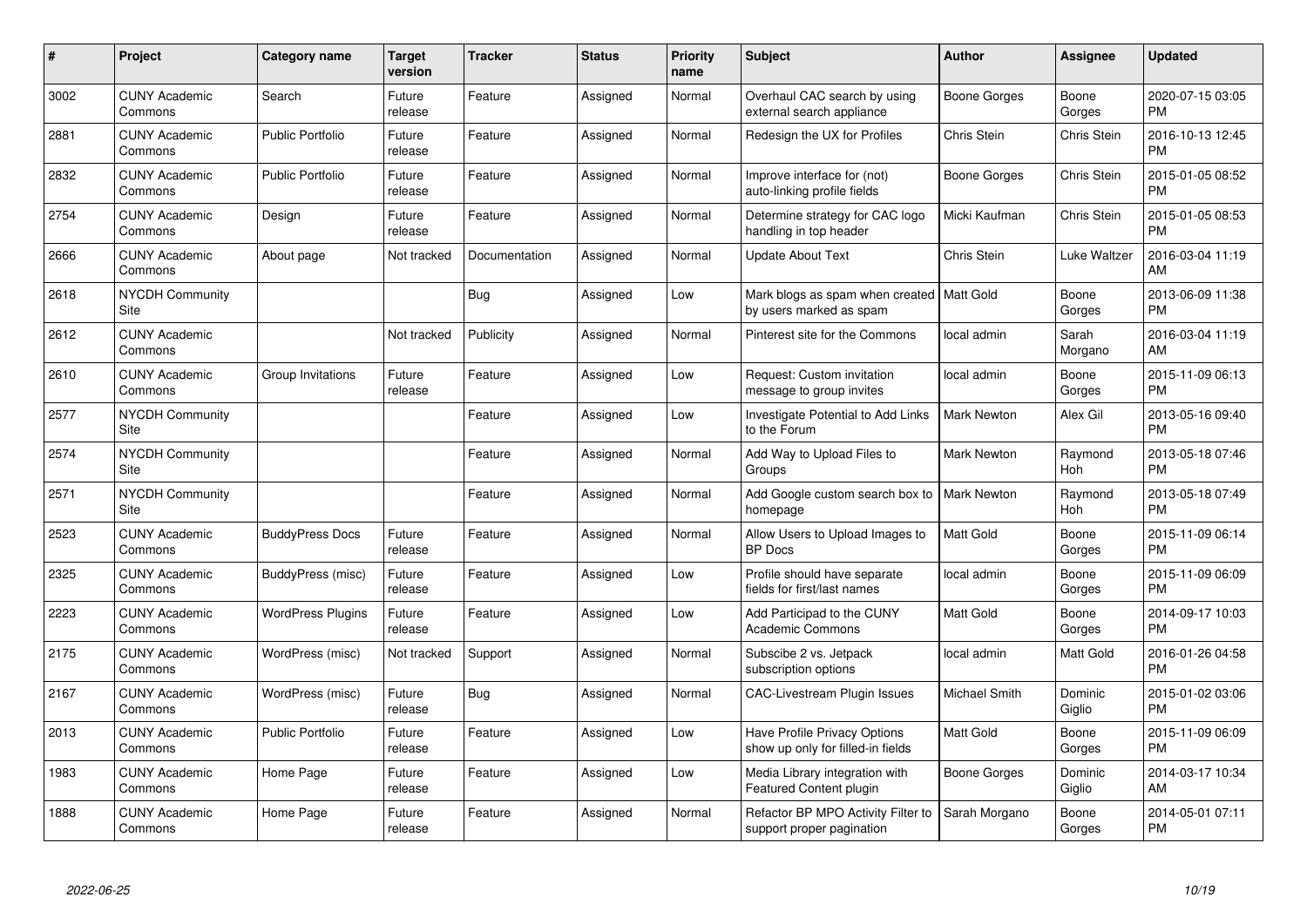| # | Project | Category name | Target version | Tracker | Status | Priority name | Subject | Author | Assignee | Updated |
|---|---|---|---|---|---|---|---|---|---|---|
| 3002 | CUNY Academic Commons | Search | Future release | Feature | Assigned | Normal | Overhaul CAC search by using external search appliance | Boone Gorges | Boone Gorges | 2020-07-15 03:05 PM |
| 2881 | CUNY Academic Commons | Public Portfolio | Future release | Feature | Assigned | Normal | Redesign the UX for Profiles | Chris Stein | Chris Stein | 2016-10-13 12:45 PM |
| 2832 | CUNY Academic Commons | Public Portfolio | Future release | Feature | Assigned | Normal | Improve interface for (not) auto-linking profile fields | Boone Gorges | Chris Stein | 2015-01-05 08:52 PM |
| 2754 | CUNY Academic Commons | Design | Future release | Feature | Assigned | Normal | Determine strategy for CAC logo handling in top header | Micki Kaufman | Chris Stein | 2015-01-05 08:53 PM |
| 2666 | CUNY Academic Commons | About page | Not tracked | Documentation | Assigned | Normal | Update About Text | Chris Stein | Luke Waltzer | 2016-03-04 11:19 AM |
| 2618 | NYCDH Community Site | | | Bug | Assigned | Low | Mark blogs as spam when created by users marked as spam | Matt Gold | Boone Gorges | 2013-06-09 11:38 PM |
| 2612 | CUNY Academic Commons | | Not tracked | Publicity | Assigned | Normal | Pinterest site for the Commons | local admin | Sarah Morgano | 2016-03-04 11:19 AM |
| 2610 | CUNY Academic Commons | Group Invitations | Future release | Feature | Assigned | Low | Request: Custom invitation message to group invites | local admin | Boone Gorges | 2015-11-09 06:13 PM |
| 2577 | NYCDH Community Site | | | Feature | Assigned | Low | Investigate Potential to Add Links to the Forum | Mark Newton | Alex Gil | 2013-05-16 09:40 PM |
| 2574 | NYCDH Community Site | | | Feature | Assigned | Normal | Add Way to Upload Files to Groups | Mark Newton | Raymond Hoh | 2013-05-18 07:46 PM |
| 2571 | NYCDH Community Site | | | Feature | Assigned | Normal | Add Google custom search box to homepage | Mark Newton | Raymond Hoh | 2013-05-18 07:49 PM |
| 2523 | CUNY Academic Commons | BuddyPress Docs | Future release | Feature | Assigned | Normal | Allow Users to Upload Images to BP Docs | Matt Gold | Boone Gorges | 2015-11-09 06:14 PM |
| 2325 | CUNY Academic Commons | BuddyPress (misc) | Future release | Feature | Assigned | Low | Profile should have separate fields for first/last names | local admin | Boone Gorges | 2015-11-09 06:09 PM |
| 2223 | CUNY Academic Commons | WordPress Plugins | Future release | Feature | Assigned | Low | Add Participad to the CUNY Academic Commons | Matt Gold | Boone Gorges | 2014-09-17 10:03 PM |
| 2175 | CUNY Academic Commons | WordPress (misc) | Not tracked | Support | Assigned | Normal | Subscibe 2 vs. Jetpack subscription options | local admin | Matt Gold | 2016-01-26 04:58 PM |
| 2167 | CUNY Academic Commons | WordPress (misc) | Future release | Bug | Assigned | Normal | CAC-Livestream Plugin Issues | Michael Smith | Dominic Giglio | 2015-01-02 03:06 PM |
| 2013 | CUNY Academic Commons | Public Portfolio | Future release | Feature | Assigned | Low | Have Profile Privacy Options show up only for filled-in fields | Matt Gold | Boone Gorges | 2015-11-09 06:09 PM |
| 1983 | CUNY Academic Commons | Home Page | Future release | Feature | Assigned | Low | Media Library integration with Featured Content plugin | Boone Gorges | Dominic Giglio | 2014-03-17 10:34 AM |
| 1888 | CUNY Academic Commons | Home Page | Future release | Feature | Assigned | Normal | Refactor BP MPO Activity Filter to support proper pagination | Sarah Morgano | Boone Gorges | 2014-05-01 07:11 PM |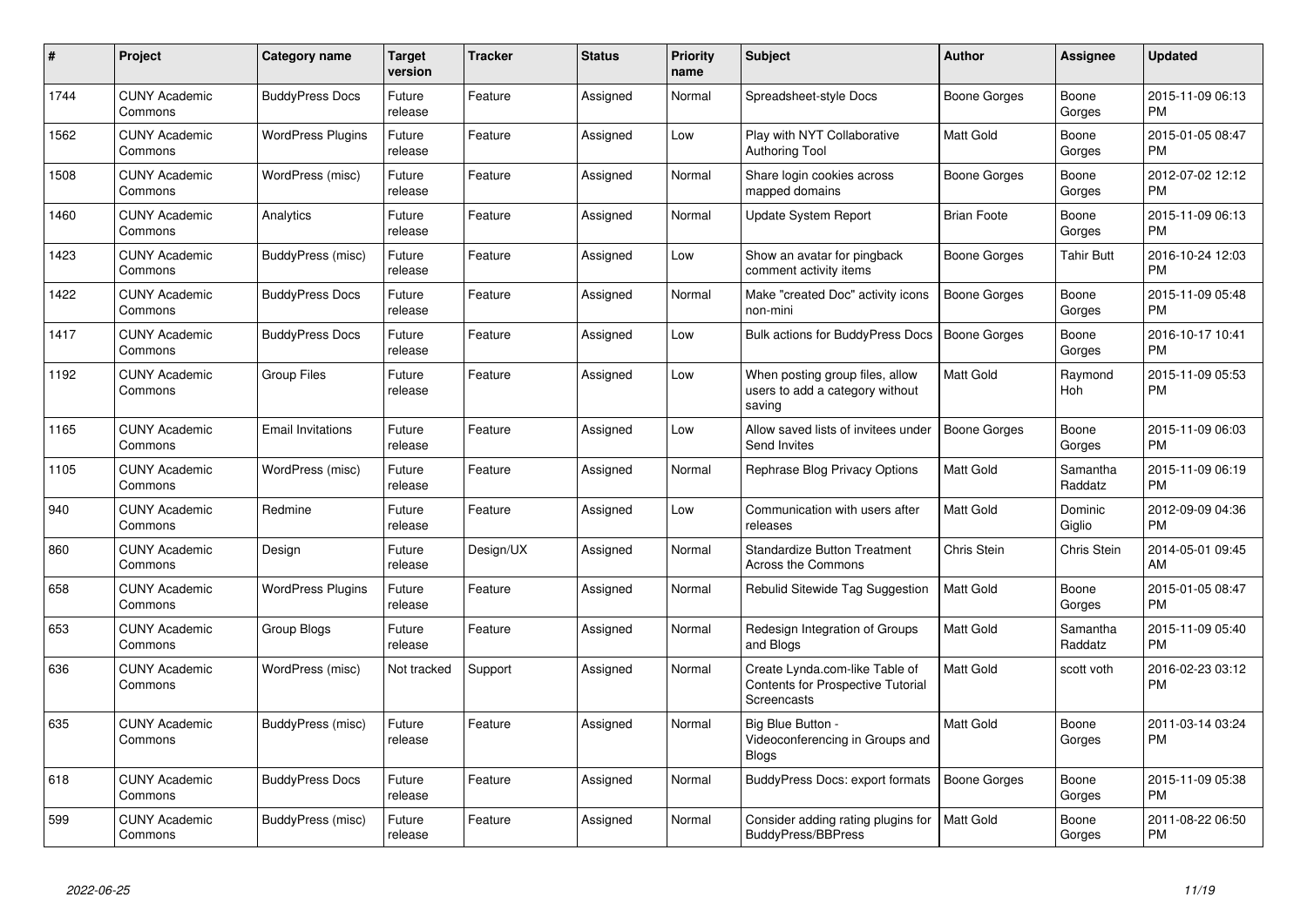| # | Project | Category name | Target version | Tracker | Status | Priority name | Subject | Author | Assignee | Updated |
|---|---|---|---|---|---|---|---|---|---|---|
| 1744 | CUNY Academic Commons | BuddyPress Docs | Future release | Feature | Assigned | Normal | Spreadsheet-style Docs | Boone Gorges | Boone Gorges | 2015-11-09 06:13 PM |
| 1562 | CUNY Academic Commons | WordPress Plugins | Future release | Feature | Assigned | Low | Play with NYT Collaborative Authoring Tool | Matt Gold | Boone Gorges | 2015-01-05 08:47 PM |
| 1508 | CUNY Academic Commons | WordPress (misc) | Future release | Feature | Assigned | Normal | Share login cookies across mapped domains | Boone Gorges | Boone Gorges | 2012-07-02 12:12 PM |
| 1460 | CUNY Academic Commons | Analytics | Future release | Feature | Assigned | Normal | Update System Report | Brian Foote | Boone Gorges | 2015-11-09 06:13 PM |
| 1423 | CUNY Academic Commons | BuddyPress (misc) | Future release | Feature | Assigned | Low | Show an avatar for pingback comment activity items | Boone Gorges | Tahir Butt | 2016-10-24 12:03 PM |
| 1422 | CUNY Academic Commons | BuddyPress Docs | Future release | Feature | Assigned | Normal | Make "created Doc" activity icons non-mini | Boone Gorges | Boone Gorges | 2015-11-09 05:48 PM |
| 1417 | CUNY Academic Commons | BuddyPress Docs | Future release | Feature | Assigned | Low | Bulk actions for BuddyPress Docs | Boone Gorges | Boone Gorges | 2016-10-17 10:41 PM |
| 1192 | CUNY Academic Commons | Group Files | Future release | Feature | Assigned | Low | When posting group files, allow users to add a category without saving | Matt Gold | Raymond Hoh | 2015-11-09 05:53 PM |
| 1165 | CUNY Academic Commons | Email Invitations | Future release | Feature | Assigned | Low | Allow saved lists of invitees under Send Invites | Boone Gorges | Boone Gorges | 2015-11-09 06:03 PM |
| 1105 | CUNY Academic Commons | WordPress (misc) | Future release | Feature | Assigned | Normal | Rephrase Blog Privacy Options | Matt Gold | Samantha Raddatz | 2015-11-09 06:19 PM |
| 940 | CUNY Academic Commons | Redmine | Future release | Feature | Assigned | Low | Communication with users after releases | Matt Gold | Dominic Giglio | 2012-09-09 04:36 PM |
| 860 | CUNY Academic Commons | Design | Future release | Design/UX | Assigned | Normal | Standardize Button Treatment Across the Commons | Chris Stein | Chris Stein | 2014-05-01 09:45 AM |
| 658 | CUNY Academic Commons | WordPress Plugins | Future release | Feature | Assigned | Normal | Rebulid Sitewide Tag Suggestion | Matt Gold | Boone Gorges | 2015-01-05 08:47 PM |
| 653 | CUNY Academic Commons | Group Blogs | Future release | Feature | Assigned | Normal | Redesign Integration of Groups and Blogs | Matt Gold | Samantha Raddatz | 2015-11-09 05:40 PM |
| 636 | CUNY Academic Commons | WordPress (misc) | Not tracked | Support | Assigned | Normal | Create Lynda.com-like Table of Contents for Prospective Tutorial Screencasts | Matt Gold | scott voth | 2016-02-23 03:12 PM |
| 635 | CUNY Academic Commons | BuddyPress (misc) | Future release | Feature | Assigned | Normal | Big Blue Button - Videoconferencing in Groups and Blogs | Matt Gold | Boone Gorges | 2011-03-14 03:24 PM |
| 618 | CUNY Academic Commons | BuddyPress Docs | Future release | Feature | Assigned | Normal | BuddyPress Docs: export formats | Boone Gorges | Boone Gorges | 2015-11-09 05:38 PM |
| 599 | CUNY Academic Commons | BuddyPress (misc) | Future release | Feature | Assigned | Normal | Consider adding rating plugins for BuddyPress/BBPress | Matt Gold | Boone Gorges | 2011-08-22 06:50 PM |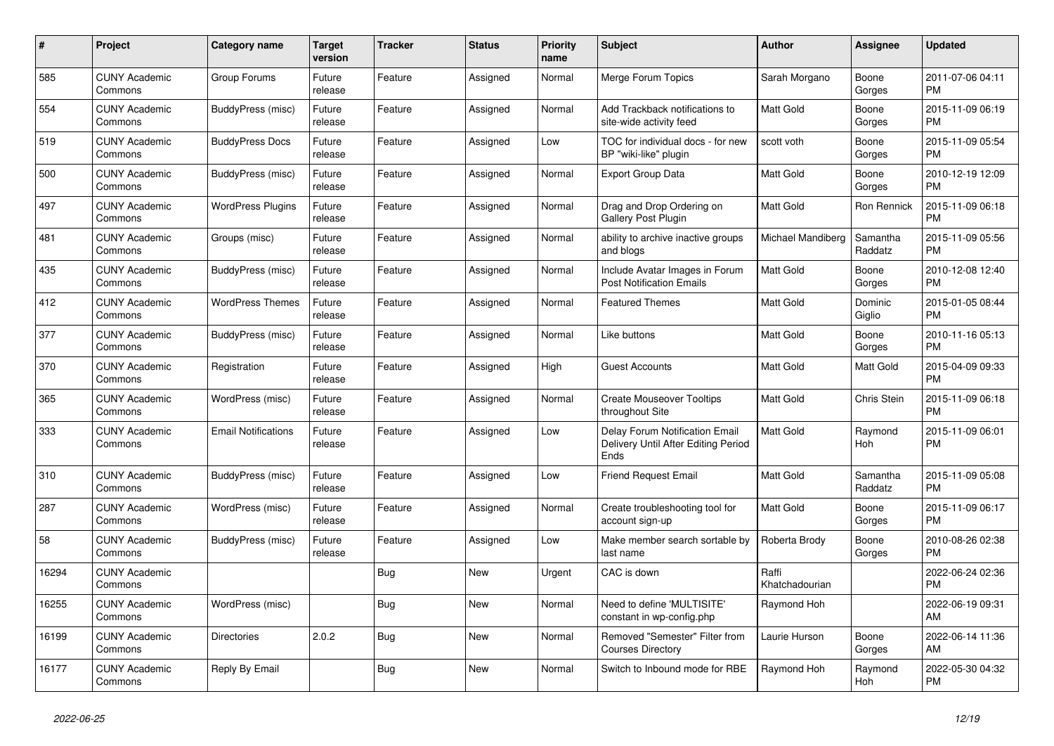| # | Project | Category name | Target version | Tracker | Status | Priority name | Subject | Author | Assignee | Updated |
|---|---|---|---|---|---|---|---|---|---|---|
| 585 | CUNY Academic Commons | Group Forums | Future release | Feature | Assigned | Normal | Merge Forum Topics | Sarah Morgano | Boone Gorges | 2011-07-06 04:11 PM |
| 554 | CUNY Academic Commons | BuddyPress (misc) | Future release | Feature | Assigned | Normal | Add Trackback notifications to site-wide activity feed | Matt Gold | Boone Gorges | 2015-11-09 06:19 PM |
| 519 | CUNY Academic Commons | BuddyPress Docs | Future release | Feature | Assigned | Low | TOC for individual docs - for new BP "wiki-like" plugin | scott voth | Boone Gorges | 2015-11-09 05:54 PM |
| 500 | CUNY Academic Commons | BuddyPress (misc) | Future release | Feature | Assigned | Normal | Export Group Data | Matt Gold | Boone Gorges | 2010-12-19 12:09 PM |
| 497 | CUNY Academic Commons | WordPress Plugins | Future release | Feature | Assigned | Normal | Drag and Drop Ordering on Gallery Post Plugin | Matt Gold | Ron Rennick | 2015-11-09 06:18 PM |
| 481 | CUNY Academic Commons | Groups (misc) | Future release | Feature | Assigned | Normal | ability to archive inactive groups and blogs | Michael Mandiberg | Samantha Raddatz | 2015-11-09 05:56 PM |
| 435 | CUNY Academic Commons | BuddyPress (misc) | Future release | Feature | Assigned | Normal | Include Avatar Images in Forum Post Notification Emails | Matt Gold | Boone Gorges | 2010-12-08 12:40 PM |
| 412 | CUNY Academic Commons | WordPress Themes | Future release | Feature | Assigned | Normal | Featured Themes | Matt Gold | Dominic Giglio | 2015-01-05 08:44 PM |
| 377 | CUNY Academic Commons | BuddyPress (misc) | Future release | Feature | Assigned | Normal | Like buttons | Matt Gold | Boone Gorges | 2010-11-16 05:13 PM |
| 370 | CUNY Academic Commons | Registration | Future release | Feature | Assigned | High | Guest Accounts | Matt Gold | Matt Gold | 2015-04-09 09:33 PM |
| 365 | CUNY Academic Commons | WordPress (misc) | Future release | Feature | Assigned | Normal | Create Mouseover Tooltips throughout Site | Matt Gold | Chris Stein | 2015-11-09 06:18 PM |
| 333 | CUNY Academic Commons | Email Notifications | Future release | Feature | Assigned | Low | Delay Forum Notification Email Delivery Until After Editing Period Ends | Matt Gold | Raymond Hoh | 2015-11-09 06:01 PM |
| 310 | CUNY Academic Commons | BuddyPress (misc) | Future release | Feature | Assigned | Low | Friend Request Email | Matt Gold | Samantha Raddatz | 2015-11-09 05:08 PM |
| 287 | CUNY Academic Commons | WordPress (misc) | Future release | Feature | Assigned | Normal | Create troubleshooting tool for account sign-up | Matt Gold | Boone Gorges | 2015-11-09 06:17 PM |
| 58 | CUNY Academic Commons | BuddyPress (misc) | Future release | Feature | Assigned | Low | Make member search sortable by last name | Roberta Brody | Boone Gorges | 2010-08-26 02:38 PM |
| 16294 | CUNY Academic Commons | | | Bug | New | Urgent | CAC is down | Raffi Khatchadourian | | 2022-06-24 02:36 PM |
| 16255 | CUNY Academic Commons | WordPress (misc) | | Bug | New | Normal | Need to define 'MULTISITE' constant in wp-config.php | Raymond Hoh | | 2022-06-19 09:31 AM |
| 16199 | CUNY Academic Commons | Directories | 2.0.2 | Bug | New | Normal | Removed "Semester" Filter from Courses Directory | Laurie Hurson | Boone Gorges | 2022-06-14 11:36 AM |
| 16177 | CUNY Academic Commons | Reply By Email | | Bug | New | Normal | Switch to Inbound mode for RBE | Raymond Hoh | Raymond Hoh | 2022-05-30 04:32 PM |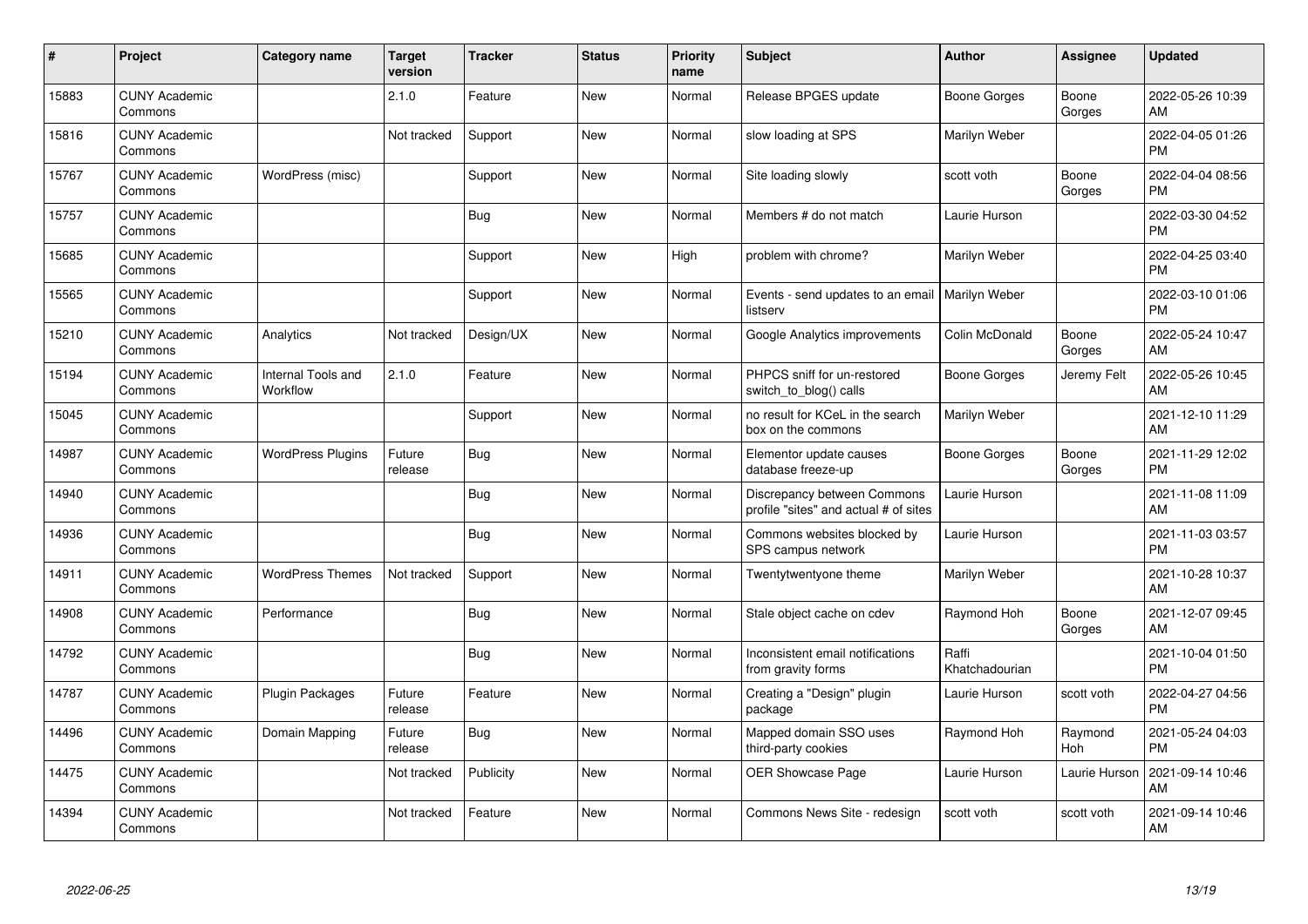| # | Project | Category name | Target version | Tracker | Status | Priority name | Subject | Author | Assignee | Updated |
|---|---|---|---|---|---|---|---|---|---|---|
| 15883 | CUNY Academic Commons | | 2.1.0 | Feature | New | Normal | Release BPGES update | Boone Gorges | Boone Gorges | 2022-05-26 10:39 AM |
| 15816 | CUNY Academic Commons | | Not tracked | Support | New | Normal | slow loading at SPS | Marilyn Weber | | 2022-04-05 01:26 PM |
| 15767 | CUNY Academic Commons | WordPress (misc) | | Support | New | Normal | Site loading slowly | scott voth | Boone Gorges | 2022-04-04 08:56 PM |
| 15757 | CUNY Academic Commons | | | Bug | New | Normal | Members # do not match | Laurie Hurson | | 2022-03-30 04:52 PM |
| 15685 | CUNY Academic Commons | | | Support | New | High | problem with chrome? | Marilyn Weber | | 2022-04-25 03:40 PM |
| 15565 | CUNY Academic Commons | | | Support | New | Normal | Events - send updates to an email listserv | Marilyn Weber | | 2022-03-10 01:06 PM |
| 15210 | CUNY Academic Commons | Analytics | Not tracked | Design/UX | New | Normal | Google Analytics improvements | Colin McDonald | Boone Gorges | 2022-05-24 10:47 AM |
| 15194 | CUNY Academic Commons | Internal Tools and Workflow | 2.1.0 | Feature | New | Normal | PHPCS sniff for un-restored switch_to_blog() calls | Boone Gorges | Jeremy Felt | 2022-05-26 10:45 AM |
| 15045 | CUNY Academic Commons | | | Support | New | Normal | no result for KCeL in the search box on the commons | Marilyn Weber | | 2021-12-10 11:29 AM |
| 14987 | CUNY Academic Commons | WordPress Plugins | Future release | Bug | New | Normal | Elementor update causes database freeze-up | Boone Gorges | Boone Gorges | 2021-11-29 12:02 PM |
| 14940 | CUNY Academic Commons | | | Bug | New | Normal | Discrepancy between Commons profile "sites" and actual # of sites | Laurie Hurson | | 2021-11-08 11:09 AM |
| 14936 | CUNY Academic Commons | | | Bug | New | Normal | Commons websites blocked by SPS campus network | Laurie Hurson | | 2021-11-03 03:57 PM |
| 14911 | CUNY Academic Commons | WordPress Themes | Not tracked | Support | New | Normal | Twentytwentyone theme | Marilyn Weber | | 2021-10-28 10:37 AM |
| 14908 | CUNY Academic Commons | Performance | | Bug | New | Normal | Stale object cache on cdev | Raymond Hoh | Boone Gorges | 2021-12-07 09:45 AM |
| 14792 | CUNY Academic Commons | | | Bug | New | Normal | Inconsistent email notifications from gravity forms | Raffi Khatchadourian | | 2021-10-04 01:50 PM |
| 14787 | CUNY Academic Commons | Plugin Packages | Future release | Feature | New | Normal | Creating a "Design" plugin package | Laurie Hurson | scott voth | 2022-04-27 04:56 PM |
| 14496 | CUNY Academic Commons | Domain Mapping | Future release | Bug | New | Normal | Mapped domain SSO uses third-party cookies | Raymond Hoh | Raymond Hoh | 2021-05-24 04:03 PM |
| 14475 | CUNY Academic Commons | | Not tracked | Publicity | New | Normal | OER Showcase Page | Laurie Hurson | Laurie Hurson | 2021-09-14 10:46 AM |
| 14394 | CUNY Academic Commons | | Not tracked | Feature | New | Normal | Commons News Site - redesign | scott voth | scott voth | 2021-09-14 10:46 AM |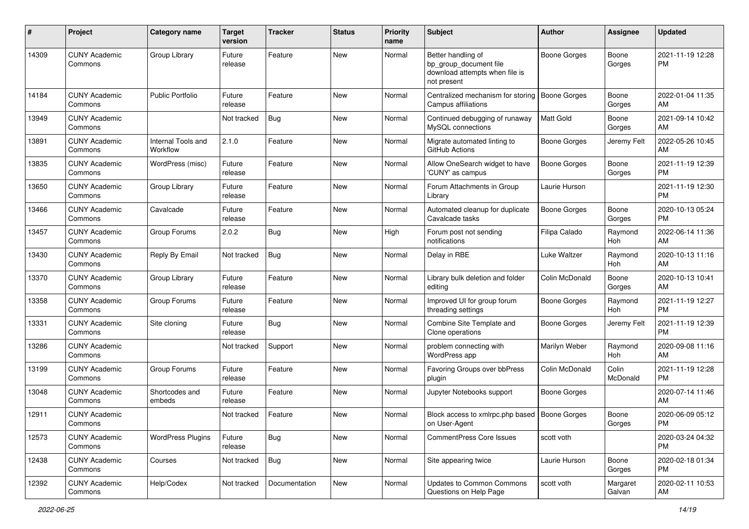| # | Project | Category name | Target version | Tracker | Status | Priority name | Subject | Author | Assignee | Updated |
|---|---|---|---|---|---|---|---|---|---|---|
| 14309 | CUNY Academic Commons | Group Library | Future release | Feature | New | Normal | Better handling of bp_group_document file download attempts when file is not present | Boone Gorges | Boone Gorges | 2021-11-19 12:28 PM |
| 14184 | CUNY Academic Commons | Public Portfolio | Future release | Feature | New | Normal | Centralized mechanism for storing Campus affiliations | Boone Gorges | Boone Gorges | 2022-01-04 11:35 AM |
| 13949 | CUNY Academic Commons | | Not tracked | Bug | New | Normal | Continued debugging of runaway MySQL connections | Matt Gold | Boone Gorges | 2021-09-14 10:42 AM |
| 13891 | CUNY Academic Commons | Internal Tools and Workflow | 2.1.0 | Feature | New | Normal | Migrate automated linting to GitHub Actions | Boone Gorges | Jeremy Felt | 2022-05-26 10:45 AM |
| 13835 | CUNY Academic Commons | WordPress (misc) | Future release | Feature | New | Normal | Allow OneSearch widget to have 'CUNY' as campus | Boone Gorges | Boone Gorges | 2021-11-19 12:39 PM |
| 13650 | CUNY Academic Commons | Group Library | Future release | Feature | New | Normal | Forum Attachments in Group Library | Laurie Hurson | | 2021-11-19 12:30 PM |
| 13466 | CUNY Academic Commons | Cavalcade | Future release | Feature | New | Normal | Automated cleanup for duplicate Cavalcade tasks | Boone Gorges | Boone Gorges | 2020-10-13 05:24 PM |
| 13457 | CUNY Academic Commons | Group Forums | 2.0.2 | Bug | New | High | Forum post not sending notifications | Filipa Calado | Raymond Hoh | 2022-06-14 11:36 AM |
| 13430 | CUNY Academic Commons | Reply By Email | Not tracked | Bug | New | Normal | Delay in RBE | Luke Waltzer | Raymond Hoh | 2020-10-13 11:16 AM |
| 13370 | CUNY Academic Commons | Group Library | Future release | Feature | New | Normal | Library bulk deletion and folder editing | Colin McDonald | Boone Gorges | 2020-10-13 10:41 AM |
| 13358 | CUNY Academic Commons | Group Forums | Future release | Feature | New | Normal | Improved UI for group forum threading settings | Boone Gorges | Raymond Hoh | 2021-11-19 12:27 PM |
| 13331 | CUNY Academic Commons | Site cloning | Future release | Bug | New | Normal | Combine Site Template and Clone operations | Boone Gorges | Jeremy Felt | 2021-11-19 12:39 PM |
| 13286 | CUNY Academic Commons | | Not tracked | Support | New | Normal | problem connecting with WordPress app | Marilyn Weber | Raymond Hoh | 2020-09-08 11:16 AM |
| 13199 | CUNY Academic Commons | Group Forums | Future release | Feature | New | Normal | Favoring Groups over bbPress plugin | Colin McDonald | Colin McDonald | 2021-11-19 12:28 PM |
| 13048 | CUNY Academic Commons | Shortcodes and embeds | Future release | Feature | New | Normal | Jupyter Notebooks support | Boone Gorges | | 2020-07-14 11:46 AM |
| 12911 | CUNY Academic Commons | | Not tracked | Feature | New | Normal | Block access to xmlrpc.php based on User-Agent | Boone Gorges | Boone Gorges | 2020-06-09 05:12 PM |
| 12573 | CUNY Academic Commons | WordPress Plugins | Future release | Bug | New | Normal | CommentPress Core Issues | scott voth | | 2020-03-24 04:32 PM |
| 12438 | CUNY Academic Commons | Courses | Not tracked | Bug | New | Normal | Site appearing twice | Laurie Hurson | Boone Gorges | 2020-02-18 01:34 PM |
| 12392 | CUNY Academic Commons | Help/Codex | Not tracked | Documentation | New | Normal | Updates to Common Commons Questions on Help Page | scott voth | Margaret Galvan | 2020-02-11 10:53 AM |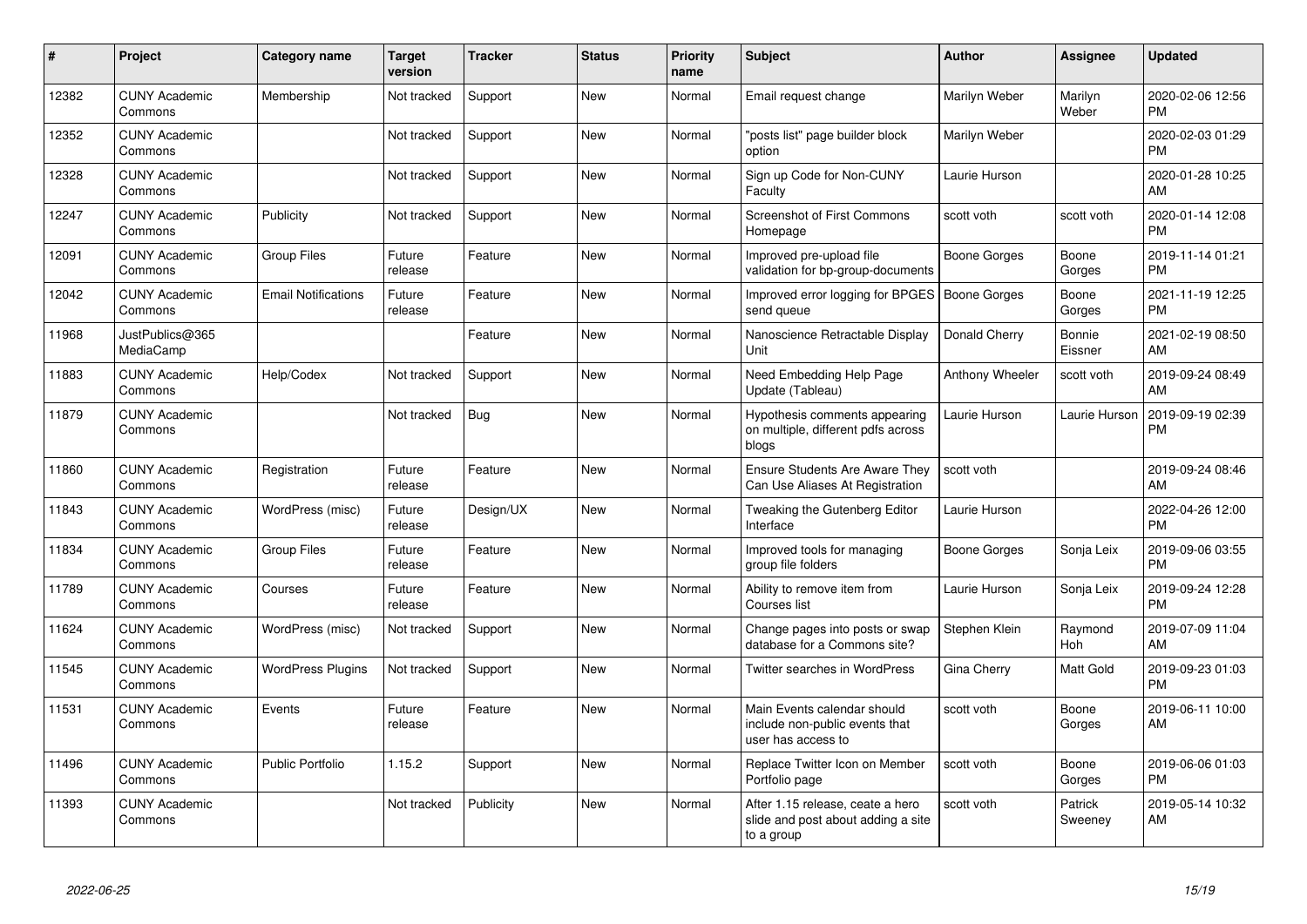| # | Project | Category name | Target version | Tracker | Status | Priority name | Subject | Author | Assignee | Updated |
|---|---|---|---|---|---|---|---|---|---|---|
| 12382 | CUNY Academic Commons | Membership | Not tracked | Support | New | Normal | Email request change | Marilyn Weber | Marilyn Weber | 2020-02-06 12:56 PM |
| 12352 | CUNY Academic Commons | | Not tracked | Support | New | Normal | "posts list" page builder block option | Marilyn Weber | | 2020-02-03 01:29 PM |
| 12328 | CUNY Academic Commons | | Not tracked | Support | New | Normal | Sign up Code for Non-CUNY Faculty | Laurie Hurson | | 2020-01-28 10:25 AM |
| 12247 | CUNY Academic Commons | Publicity | Not tracked | Support | New | Normal | Screenshot of First Commons Homepage | scott voth | scott voth | 2020-01-14 12:08 PM |
| 12091 | CUNY Academic Commons | Group Files | Future release | Feature | New | Normal | Improved pre-upload file validation for bp-group-documents | Boone Gorges | Boone Gorges | 2019-11-14 01:21 PM |
| 12042 | CUNY Academic Commons | Email Notifications | Future release | Feature | New | Normal | Improved error logging for BPGES send queue | Boone Gorges | Boone Gorges | 2021-11-19 12:25 PM |
| 11968 | JustPublics@365 MediaCamp | | | Feature | New | Normal | Nanoscience Retractable Display Unit | Donald Cherry | Bonnie Eissner | 2021-02-19 08:50 AM |
| 11883 | CUNY Academic Commons | Help/Codex | Not tracked | Support | New | Normal | Need Embedding Help Page Update (Tableau) | Anthony Wheeler | scott voth | 2019-09-24 08:49 AM |
| 11879 | CUNY Academic Commons | | Not tracked | Bug | New | Normal | Hypothesis comments appearing on multiple, different pdfs across blogs | Laurie Hurson | Laurie Hurson | 2019-09-19 02:39 PM |
| 11860 | CUNY Academic Commons | Registration | Future release | Feature | New | Normal | Ensure Students Are Aware They Can Use Aliases At Registration | scott voth | | 2019-09-24 08:46 AM |
| 11843 | CUNY Academic Commons | WordPress (misc) | Future release | Design/UX | New | Normal | Tweaking the Gutenberg Editor Interface | Laurie Hurson | | 2022-04-26 12:00 PM |
| 11834 | CUNY Academic Commons | Group Files | Future release | Feature | New | Normal | Improved tools for managing group file folders | Boone Gorges | Sonja Leix | 2019-09-06 03:55 PM |
| 11789 | CUNY Academic Commons | Courses | Future release | Feature | New | Normal | Ability to remove item from Courses list | Laurie Hurson | Sonja Leix | 2019-09-24 12:28 PM |
| 11624 | CUNY Academic Commons | WordPress (misc) | Not tracked | Support | New | Normal | Change pages into posts or swap database for a Commons site? | Stephen Klein | Raymond Hoh | 2019-07-09 11:04 AM |
| 11545 | CUNY Academic Commons | WordPress Plugins | Not tracked | Support | New | Normal | Twitter searches in WordPress | Gina Cherry | Matt Gold | 2019-09-23 01:03 PM |
| 11531 | CUNY Academic Commons | Events | Future release | Feature | New | Normal | Main Events calendar should include non-public events that user has access to | scott voth | Boone Gorges | 2019-06-11 10:00 AM |
| 11496 | CUNY Academic Commons | Public Portfolio | 1.15.2 | Support | New | Normal | Replace Twitter Icon on Member Portfolio page | scott voth | Boone Gorges | 2019-06-06 01:03 PM |
| 11393 | CUNY Academic Commons | | Not tracked | Publicity | New | Normal | After 1.15 release, ceate a hero slide and post about adding a site to a group | scott voth | Patrick Sweeney | 2019-05-14 10:32 AM |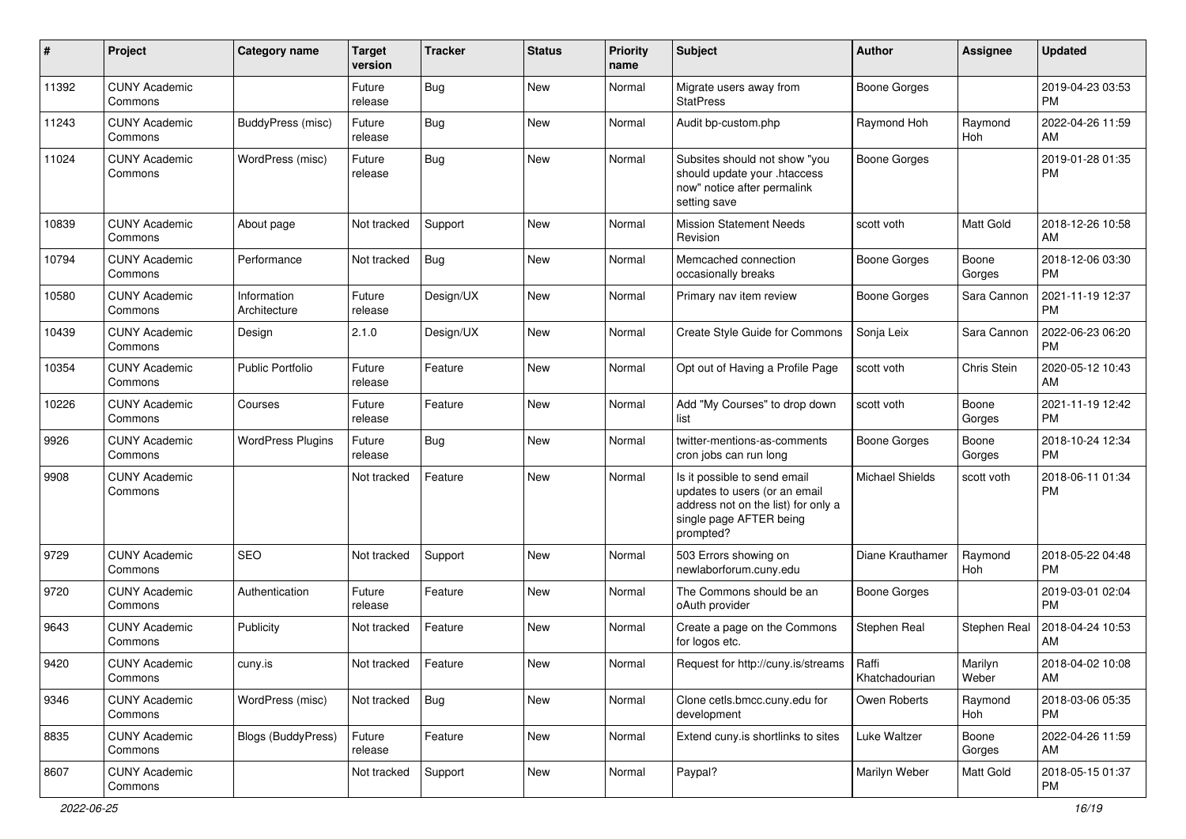| # | Project | Category name | Target version | Tracker | Status | Priority name | Subject | Author | Assignee | Updated |
|---|---|---|---|---|---|---|---|---|---|---|
| 11392 | CUNY Academic Commons | | Future release | Bug | New | Normal | Migrate users away from StatPress | Boone Gorges | | 2019-04-23 03:53 PM |
| 11243 | CUNY Academic Commons | BuddyPress (misc) | Future release | Bug | New | Normal | Audit bp-custom.php | Raymond Hoh | Raymond Hoh | 2022-04-26 11:59 AM |
| 11024 | CUNY Academic Commons | WordPress (misc) | Future release | Bug | New | Normal | Subsites should not show "you should update your .htaccess now" notice after permalink setting save | Boone Gorges | | 2019-01-28 01:35 PM |
| 10839 | CUNY Academic Commons | About page | Not tracked | Support | New | Normal | Mission Statement Needs Revision | scott voth | Matt Gold | 2018-12-26 10:58 AM |
| 10794 | CUNY Academic Commons | Performance | Not tracked | Bug | New | Normal | Memcached connection occasionally breaks | Boone Gorges | Boone Gorges | 2018-12-06 03:30 PM |
| 10580 | CUNY Academic Commons | Information Architecture | Future release | Design/UX | New | Normal | Primary nav item review | Boone Gorges | Sara Cannon | 2021-11-19 12:37 PM |
| 10439 | CUNY Academic Commons | Design | 2.1.0 | Design/UX | New | Normal | Create Style Guide for Commons | Sonja Leix | Sara Cannon | 2022-06-23 06:20 PM |
| 10354 | CUNY Academic Commons | Public Portfolio | Future release | Feature | New | Normal | Opt out of Having a Profile Page | scott voth | Chris Stein | 2020-05-12 10:43 AM |
| 10226 | CUNY Academic Commons | Courses | Future release | Feature | New | Normal | Add "My Courses" to drop down list | scott voth | Boone Gorges | 2021-11-19 12:42 PM |
| 9926 | CUNY Academic Commons | WordPress Plugins | Future release | Bug | New | Normal | twitter-mentions-as-comments cron jobs can run long | Boone Gorges | Boone Gorges | 2018-10-24 12:34 PM |
| 9908 | CUNY Academic Commons | | Not tracked | Feature | New | Normal | Is it possible to send email updates to users (or an email address not on the list) for only a single page AFTER being prompted? | Michael Shields | scott voth | 2018-06-11 01:34 PM |
| 9729 | CUNY Academic Commons | SEO | Not tracked | Support | New | Normal | 503 Errors showing on newlaborforum.cuny.edu | Diane Krauthamer | Raymond Hoh | 2018-05-22 04:48 PM |
| 9720 | CUNY Academic Commons | Authentication | Future release | Feature | New | Normal | The Commons should be an oAuth provider | Boone Gorges | | 2019-03-01 02:04 PM |
| 9643 | CUNY Academic Commons | Publicity | Not tracked | Feature | New | Normal | Create a page on the Commons for logos etc. | Stephen Real | Stephen Real | 2018-04-24 10:53 AM |
| 9420 | CUNY Academic Commons | cuny.is | Not tracked | Feature | New | Normal | Request for http://cuny.is/streams | Raffi Khatchadourian | Marilyn Weber | 2018-04-02 10:08 AM |
| 9346 | CUNY Academic Commons | WordPress (misc) | Not tracked | Bug | New | Normal | Clone cetls.bmcc.cuny.edu for development | Owen Roberts | Raymond Hoh | 2018-03-06 05:35 PM |
| 8835 | CUNY Academic Commons | Blogs (BuddyPress) | Future release | Feature | New | Normal | Extend cuny.is shortlinks to sites | Luke Waltzer | Boone Gorges | 2022-04-26 11:59 AM |
| 8607 | CUNY Academic Commons | | Not tracked | Support | New | Normal | Paypal? | Marilyn Weber | Matt Gold | 2018-05-15 01:37 PM |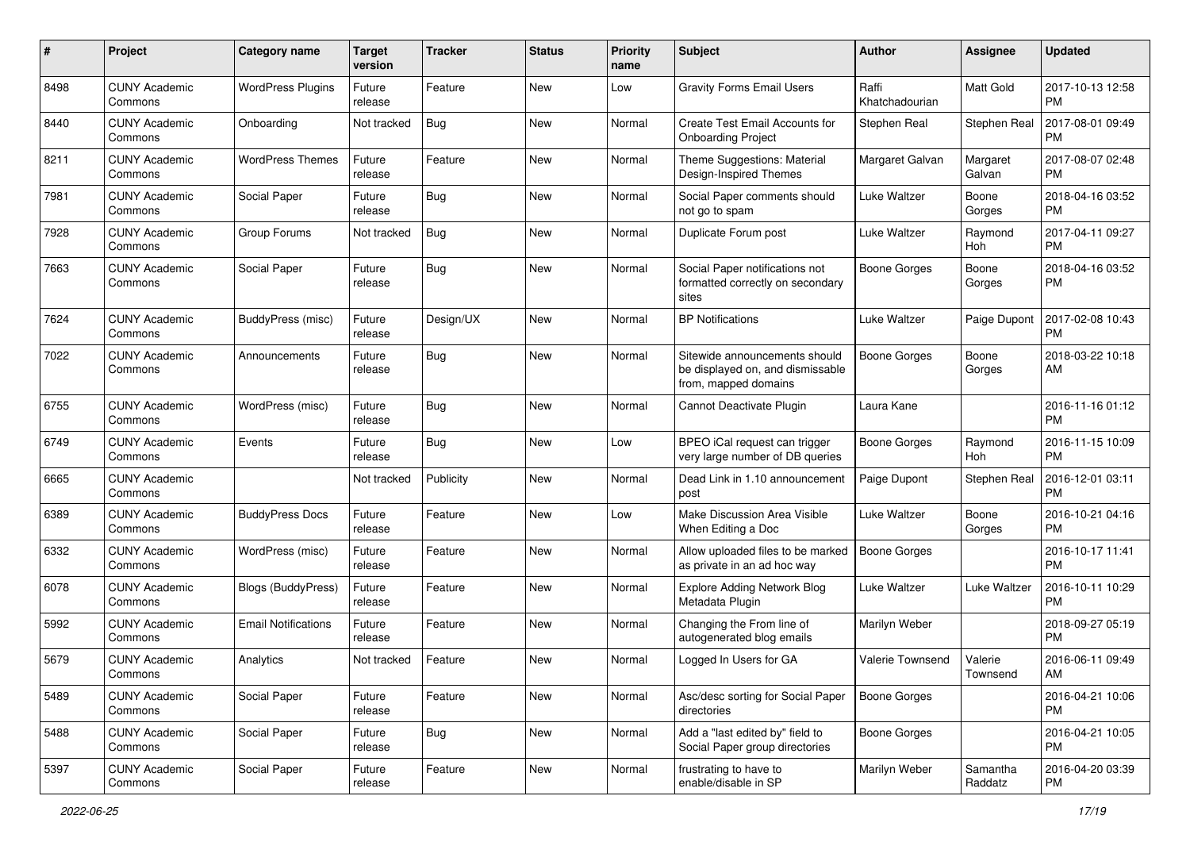| # | Project | Category name | Target version | Tracker | Status | Priority name | Subject | Author | Assignee | Updated |
|---|---|---|---|---|---|---|---|---|---|---|
| 8498 | CUNY Academic Commons | WordPress Plugins | Future release | Feature | New | Low | Gravity Forms Email Users | Raffi Khatchadourian | Matt Gold | 2017-10-13 12:58 PM |
| 8440 | CUNY Academic Commons | Onboarding | Not tracked | Bug | New | Normal | Create Test Email Accounts for Onboarding Project | Stephen Real | Stephen Real | 2017-08-01 09:49 PM |
| 8211 | CUNY Academic Commons | WordPress Themes | Future release | Feature | New | Normal | Theme Suggestions: Material Design-Inspired Themes | Margaret Galvan | Margaret Galvan | 2017-08-07 02:48 PM |
| 7981 | CUNY Academic Commons | Social Paper | Future release | Bug | New | Normal | Social Paper comments should not go to spam | Luke Waltzer | Boone Gorges | 2018-04-16 03:52 PM |
| 7928 | CUNY Academic Commons | Group Forums | Not tracked | Bug | New | Normal | Duplicate Forum post | Luke Waltzer | Raymond Hoh | 2017-04-11 09:27 PM |
| 7663 | CUNY Academic Commons | Social Paper | Future release | Bug | New | Normal | Social Paper notifications not formatted correctly on secondary sites | Boone Gorges | Boone Gorges | 2018-04-16 03:52 PM |
| 7624 | CUNY Academic Commons | BuddyPress (misc) | Future release | Design/UX | New | Normal | BP Notifications | Luke Waltzer | Paige Dupont | 2017-02-08 10:43 PM |
| 7022 | CUNY Academic Commons | Announcements | Future release | Bug | New | Normal | Sitewide announcements should be displayed on, and dismissable from, mapped domains | Boone Gorges | Boone Gorges | 2018-03-22 10:18 AM |
| 6755 | CUNY Academic Commons | WordPress (misc) | Future release | Bug | New | Normal | Cannot Deactivate Plugin | Laura Kane | | 2016-11-16 01:12 PM |
| 6749 | CUNY Academic Commons | Events | Future release | Bug | New | Low | BPEO iCal request can trigger very large number of DB queries | Boone Gorges | Raymond Hoh | 2016-11-15 10:09 PM |
| 6665 | CUNY Academic Commons | | Not tracked | Publicity | New | Normal | Dead Link in 1.10 announcement post | Paige Dupont | Stephen Real | 2016-12-01 03:11 PM |
| 6389 | CUNY Academic Commons | BuddyPress Docs | Future release | Feature | New | Low | Make Discussion Area Visible When Editing a Doc | Luke Waltzer | Boone Gorges | 2016-10-21 04:16 PM |
| 6332 | CUNY Academic Commons | WordPress (misc) | Future release | Feature | New | Normal | Allow uploaded files to be marked as private in an ad hoc way | Boone Gorges | | 2016-10-17 11:41 PM |
| 6078 | CUNY Academic Commons | Blogs (BuddyPress) | Future release | Feature | New | Normal | Explore Adding Network Blog Metadata Plugin | Luke Waltzer | Luke Waltzer | 2016-10-11 10:29 PM |
| 5992 | CUNY Academic Commons | Email Notifications | Future release | Feature | New | Normal | Changing the From line of autogenerated blog emails | Marilyn Weber | | 2018-09-27 05:19 PM |
| 5679 | CUNY Academic Commons | Analytics | Not tracked | Feature | New | Normal | Logged In Users for GA | Valerie Townsend | Valerie Townsend | 2016-06-11 09:49 AM |
| 5489 | CUNY Academic Commons | Social Paper | Future release | Feature | New | Normal | Asc/desc sorting for Social Paper directories | Boone Gorges | | 2016-04-21 10:06 PM |
| 5488 | CUNY Academic Commons | Social Paper | Future release | Bug | New | Normal | Add a "last edited by" field to Social Paper group directories | Boone Gorges | | 2016-04-21 10:05 PM |
| 5397 | CUNY Academic Commons | Social Paper | Future release | Feature | New | Normal | frustrating to have to enable/disable in SP | Marilyn Weber | Samantha Raddatz | 2016-04-20 03:39 PM |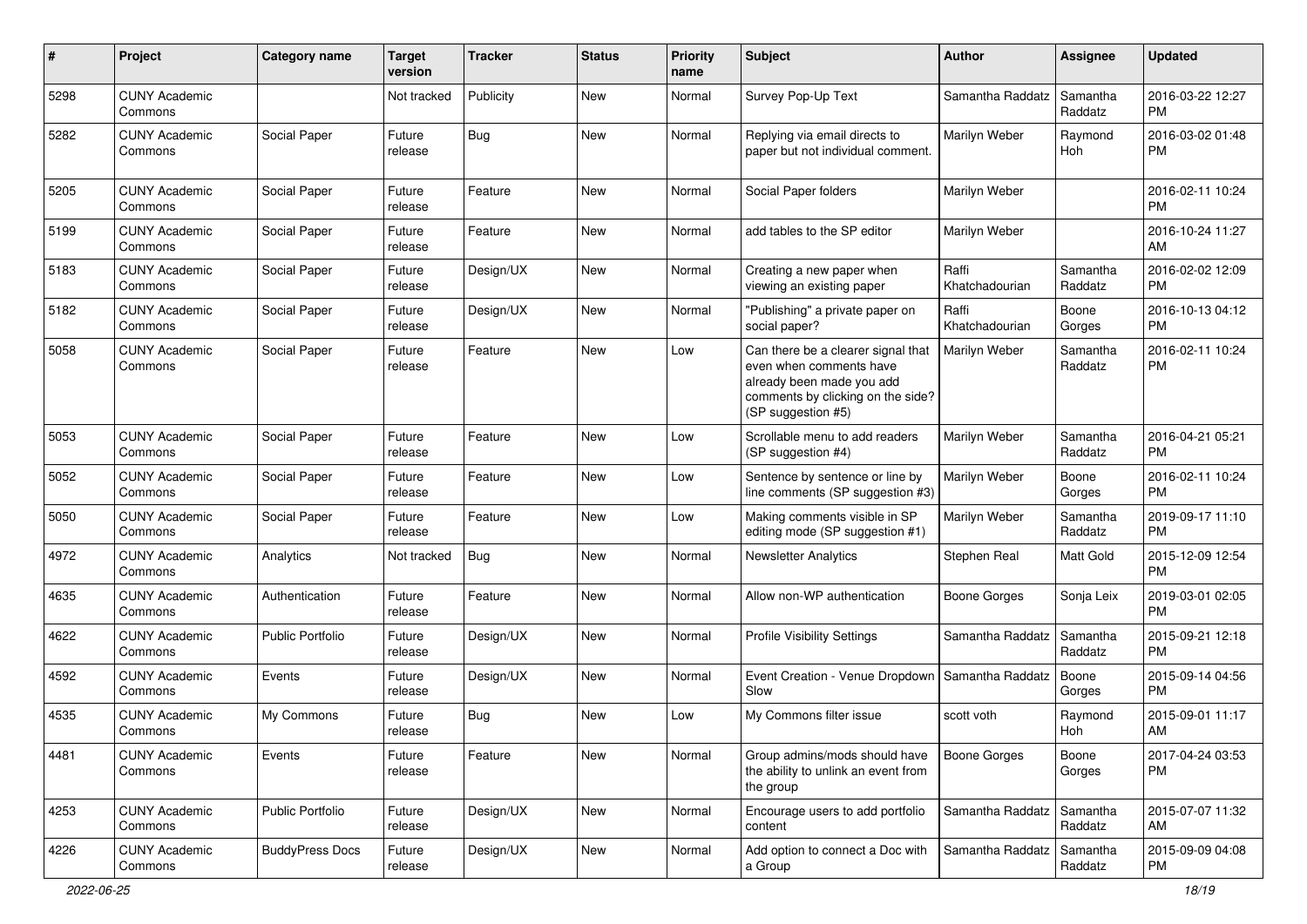| # | Project | Category name | Target version | Tracker | Status | Priority name | Subject | Author | Assignee | Updated |
|---|---|---|---|---|---|---|---|---|---|---|
| 5298 | CUNY Academic Commons | | Not tracked | Publicity | New | Normal | Survey Pop-Up Text | Samantha Raddatz | Samantha Raddatz | 2016-03-22 12:27 PM |
| 5282 | CUNY Academic Commons | Social Paper | Future release | Bug | New | Normal | Replying via email directs to paper but not individual comment. | Marilyn Weber | Raymond Hoh | 2016-03-02 01:48 PM |
| 5205 | CUNY Academic Commons | Social Paper | Future release | Feature | New | Normal | Social Paper folders | Marilyn Weber | | 2016-02-11 10:24 PM |
| 5199 | CUNY Academic Commons | Social Paper | Future release | Feature | New | Normal | add tables to the SP editor | Marilyn Weber | | 2016-10-24 11:27 AM |
| 5183 | CUNY Academic Commons | Social Paper | Future release | Design/UX | New | Normal | Creating a new paper when viewing an existing paper | Raffi Khatchadourian | Samantha Raddatz | 2016-02-02 12:09 PM |
| 5182 | CUNY Academic Commons | Social Paper | Future release | Design/UX | New | Normal | "Publishing" a private paper on social paper? | Raffi Khatchadourian | Boone Gorges | 2016-10-13 04:12 PM |
| 5058 | CUNY Academic Commons | Social Paper | Future release | Feature | New | Low | Can there be a clearer signal that even when comments have already been made you add comments by clicking on the side? (SP suggestion #5) | Marilyn Weber | Samantha Raddatz | 2016-02-11 10:24 PM |
| 5053 | CUNY Academic Commons | Social Paper | Future release | Feature | New | Low | Scrollable menu to add readers (SP suggestion #4) | Marilyn Weber | Samantha Raddatz | 2016-04-21 05:21 PM |
| 5052 | CUNY Academic Commons | Social Paper | Future release | Feature | New | Low | Sentence by sentence or line by line comments (SP suggestion #3) | Marilyn Weber | Boone Gorges | 2016-02-11 10:24 PM |
| 5050 | CUNY Academic Commons | Social Paper | Future release | Feature | New | Low | Making comments visible in SP editing mode (SP suggestion #1) | Marilyn Weber | Samantha Raddatz | 2019-09-17 11:10 PM |
| 4972 | CUNY Academic Commons | Analytics | Not tracked | Bug | New | Normal | Newsletter Analytics | Stephen Real | Matt Gold | 2015-12-09 12:54 PM |
| 4635 | CUNY Academic Commons | Authentication | Future release | Feature | New | Normal | Allow non-WP authentication | Boone Gorges | Sonja Leix | 2019-03-01 02:05 PM |
| 4622 | CUNY Academic Commons | Public Portfolio | Future release | Design/UX | New | Normal | Profile Visibility Settings | Samantha Raddatz | Samantha Raddatz | 2015-09-21 12:18 PM |
| 4592 | CUNY Academic Commons | Events | Future release | Design/UX | New | Normal | Event Creation - Venue Dropdown Slow | Samantha Raddatz | Boone Gorges | 2015-09-14 04:56 PM |
| 4535 | CUNY Academic Commons | My Commons | Future release | Bug | New | Low | My Commons filter issue | scott voth | Raymond Hoh | 2015-09-01 11:17 AM |
| 4481 | CUNY Academic Commons | Events | Future release | Feature | New | Normal | Group admins/mods should have the ability to unlink an event from the group | Boone Gorges | Boone Gorges | 2017-04-24 03:53 PM |
| 4253 | CUNY Academic Commons | Public Portfolio | Future release | Design/UX | New | Normal | Encourage users to add portfolio content | Samantha Raddatz | Samantha Raddatz | 2015-07-07 11:32 AM |
| 4226 | CUNY Academic Commons | BuddyPress Docs | Future release | Design/UX | New | Normal | Add option to connect a Doc with a Group | Samantha Raddatz | Samantha Raddatz | 2015-09-09 04:08 PM |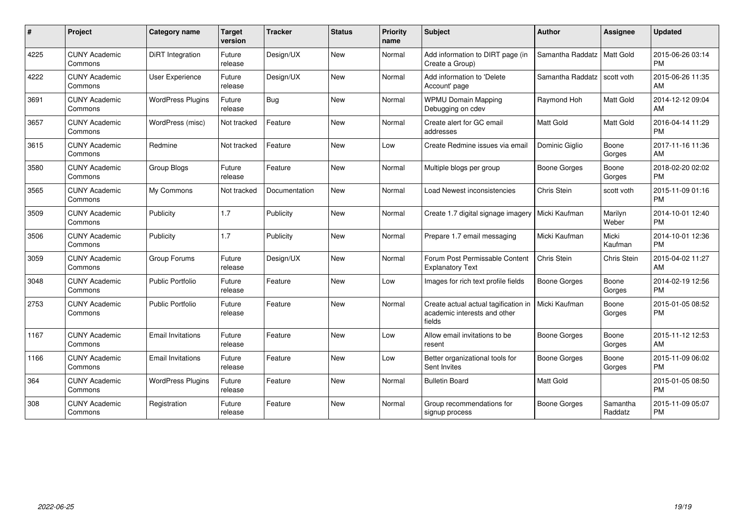| # | Project | Category name | Target version | Tracker | Status | Priority name | Subject | Author | Assignee | Updated |
|---|---|---|---|---|---|---|---|---|---|---|
| 4225 | CUNY Academic Commons | DiRT Integration | Future release | Design/UX | New | Normal | Add information to DIRT page (in Create a Group) | Samantha Raddatz | Matt Gold | 2015-06-26 03:14 PM |
| 4222 | CUNY Academic Commons | User Experience | Future release | Design/UX | New | Normal | Add information to 'Delete Account' page | Samantha Raddatz | scott voth | 2015-06-26 11:35 AM |
| 3691 | CUNY Academic Commons | WordPress Plugins | Future release | Bug | New | Normal | WPMU Domain Mapping Debugging on cdev | Raymond Hoh | Matt Gold | 2014-12-12 09:04 AM |
| 3657 | CUNY Academic Commons | WordPress (misc) | Not tracked | Feature | New | Normal | Create alert for GC email addresses | Matt Gold | Matt Gold | 2016-04-14 11:29 PM |
| 3615 | CUNY Academic Commons | Redmine | Not tracked | Feature | New | Low | Create Redmine issues via email | Dominic Giglio | Boone Gorges | 2017-11-16 11:36 AM |
| 3580 | CUNY Academic Commons | Group Blogs | Future release | Feature | New | Normal | Multiple blogs per group | Boone Gorges | Boone Gorges | 2018-02-20 02:02 PM |
| 3565 | CUNY Academic Commons | My Commons | Not tracked | Documentation | New | Normal | Load Newest inconsistencies | Chris Stein | scott voth | 2015-11-09 01:16 PM |
| 3509 | CUNY Academic Commons | Publicity | 1.7 | Publicity | New | Normal | Create 1.7 digital signage imagery | Micki Kaufman | Marilyn Weber | 2014-10-01 12:40 PM |
| 3506 | CUNY Academic Commons | Publicity | 1.7 | Publicity | New | Normal | Prepare 1.7 email messaging | Micki Kaufman | Micki Kaufman | 2014-10-01 12:36 PM |
| 3059 | CUNY Academic Commons | Group Forums | Future release | Design/UX | New | Normal | Forum Post Permissable Content Explanatory Text | Chris Stein | Chris Stein | 2015-04-02 11:27 AM |
| 3048 | CUNY Academic Commons | Public Portfolio | Future release | Feature | New | Low | Images for rich text profile fields | Boone Gorges | Boone Gorges | 2014-02-19 12:56 PM |
| 2753 | CUNY Academic Commons | Public Portfolio | Future release | Feature | New | Normal | Create actual actual tagification in academic interests and other fields | Micki Kaufman | Boone Gorges | 2015-01-05 08:52 PM |
| 1167 | CUNY Academic Commons | Email Invitations | Future release | Feature | New | Low | Allow email invitations to be resent | Boone Gorges | Boone Gorges | 2015-11-12 12:53 AM |
| 1166 | CUNY Academic Commons | Email Invitations | Future release | Feature | New | Low | Better organizational tools for Sent Invites | Boone Gorges | Boone Gorges | 2015-11-09 06:02 PM |
| 364 | CUNY Academic Commons | WordPress Plugins | Future release | Feature | New | Normal | Bulletin Board | Matt Gold | | 2015-01-05 08:50 PM |
| 308 | CUNY Academic Commons | Registration | Future release | Feature | New | Normal | Group recommendations for signup process | Boone Gorges | Samantha Raddatz | 2015-11-09 05:07 PM |